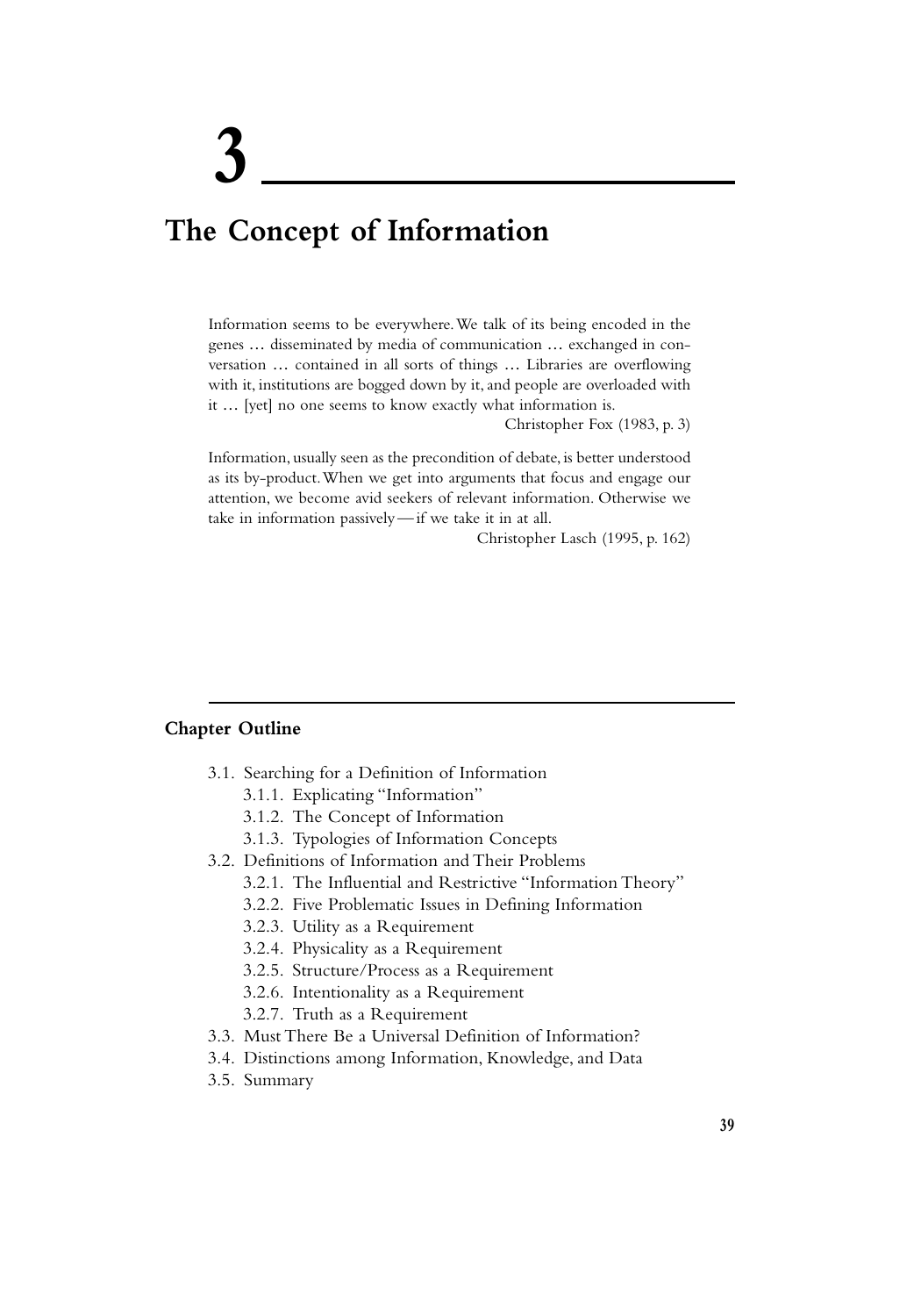# 3

# The Concept of Information

> Information seems to be everywhere. We talk of its being encoded in the genes … disseminated by media of communication … exchanged in conversation … contained in all sorts of things … Libraries are overflowing with it, institutions are bogged down by it, and people are overloaded with it … [yet] no one seems to know exactly what information is.
>
> Christopher Fox (1983, p. 3)

> Information, usually seen as the precondition of debate, is better understood as its by-product. When we get into arguments that focus and engage our attention, we become avid seekers of relevant information. Otherwise we take in information passively—if we take it in at all.
>
> Christopher Lasch (1995, p. 162)

## Chapter Outline

- 3.1. Searching for a Definition of Information
  - 3.1.1. Explicating "Information"
  - 3.1.2. The Concept of Information
  - 3.1.3. Typologies of Information Concepts
- 3.2. Definitions of Information and Their Problems
  - 3.2.1. The Influential and Restrictive "Information Theory"
  - 3.2.2. Five Problematic Issues in Defining Information
  - 3.2.3. Utility as a Requirement
  - 3.2.4. Physicality as a Requirement
  - 3.2.5. Structure/Process as a Requirement
  - 3.2.6. Intentionality as a Requirement
  - 3.2.7. Truth as a Requirement
- 3.3. Must There Be a Universal Definition of Information?
- 3.4. Distinctions among Information, Knowledge, and Data
- 3.5. Summary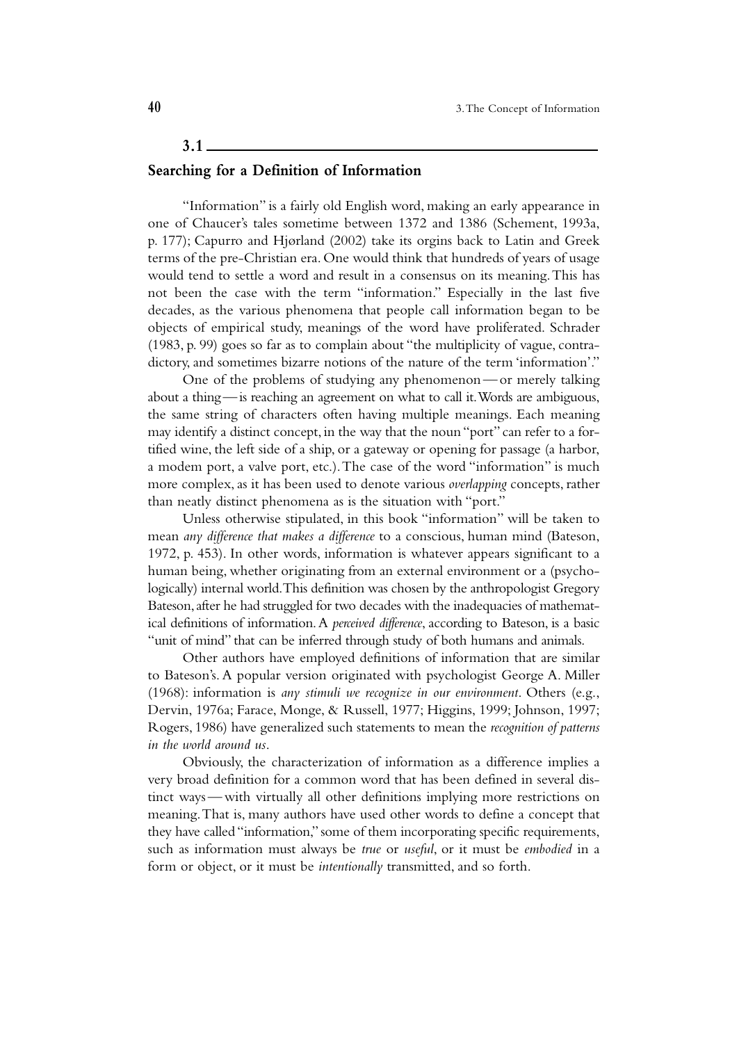## 3.1 Searching for a Definition of Information

"Information" is a fairly old English word, making an early appearance in one of Chaucer's tales sometime between 1372 and 1386 (Schement, 1993a, p. 177); Capurro and Hjørland (2002) take its orgins back to Latin and Greek terms of the pre-Christian era. One would think that hundreds of years of usage would tend to settle a word and result in a consensus on its meaning. This has not been the case with the term "information." Especially in the last five decades, as the various phenomena that people call information began to be objects of empirical study, meanings of the word have proliferated. Schrader (1983, p. 99) goes so far as to complain about "the multiplicity of vague, contradictory, and sometimes bizarre notions of the nature of the term 'information'."

One of the problems of studying any phenomenon—or merely talking about a thing—is reaching an agreement on what to call it. Words are ambiguous, the same string of characters often having multiple meanings. Each meaning may identify a distinct concept, in the way that the noun "port" can refer to a fortified wine, the left side of a ship, or a gateway or opening for passage (a harbor, a modem port, a valve port, etc.). The case of the word "information" is much more complex, as it has been used to denote various *overlapping* concepts, rather than neatly distinct phenomena as is the situation with "port."

Unless otherwise stipulated, in this book "information" will be taken to mean *any difference that makes a difference* to a conscious, human mind (Bateson, 1972, p. 453). In other words, information is whatever appears significant to a human being, whether originating from an external environment or a (psychologically) internal world. This definition was chosen by the anthropologist Gregory Bateson, after he had struggled for two decades with the inadequacies of mathematical definitions of information. A *perceived difference*, according to Bateson, is a basic "unit of mind" that can be inferred through study of both humans and animals.

Other authors have employed definitions of information that are similar to Bateson's. A popular version originated with psychologist George A. Miller (1968): information is *any stimuli we recognize in our environment*. Others (e.g., Dervin, 1976a; Farace, Monge, & Russell, 1977; Higgins, 1999; Johnson, 1997; Rogers, 1986) have generalized such statements to mean the *recognition of patterns in the world around us*.

Obviously, the characterization of information as a difference implies a very broad definition for a common word that has been defined in several distinct ways—with virtually all other definitions implying more restrictions on meaning. That is, many authors have used other words to define a concept that they have called "information," some of them incorporating specific requirements, such as information must always be *true* or *useful*, or it must be *embodied* in a form or object, or it must be *intentionally* transmitted, and so forth.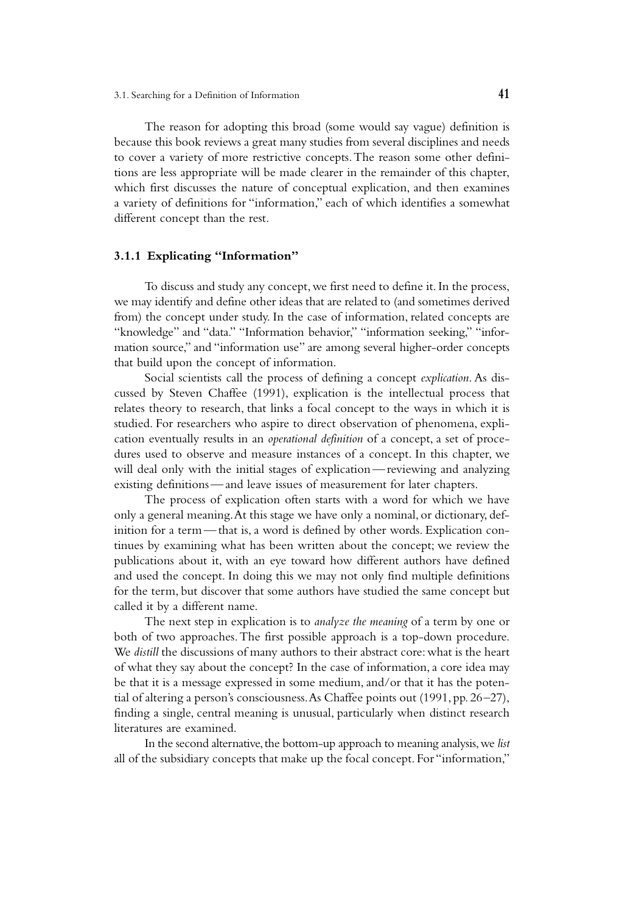The reason for adopting this broad (some would say vague) definition is because this book reviews a great many studies from several disciplines and needs to cover a variety of more restrictive concepts. The reason some other definitions are less appropriate will be made clearer in the remainder of this chapter, which first discusses the nature of conceptual explication, and then examines a variety of definitions for "information," each of which identifies a somewhat different concept than the rest.

### 3.1.1 Explicating "Information"

To discuss and study any concept, we first need to define it. In the process, we may identify and define other ideas that are related to (and sometimes derived from) the concept under study. In the case of information, related concepts are "knowledge" and "data." "Information behavior," "information seeking," "information source," and "information use" are among several higher-order concepts that build upon the concept of information.

Social scientists call the process of defining a concept *explication*. As discussed by Steven Chaffee (1991), explication is the intellectual process that relates theory to research, that links a focal concept to the ways in which it is studied. For researchers who aspire to direct observation of phenomena, explication eventually results in an *operational definition* of a concept, a set of procedures used to observe and measure instances of a concept. In this chapter, we will deal only with the initial stages of explication—reviewing and analyzing existing definitions—and leave issues of measurement for later chapters.

The process of explication often starts with a word for which we have only a general meaning. At this stage we have only a nominal, or dictionary, definition for a term—that is, a word is defined by other words. Explication continues by examining what has been written about the concept; we review the publications about it, with an eye toward how different authors have defined and used the concept. In doing this we may not only find multiple definitions for the term, but discover that some authors have studied the same concept but called it by a different name.

The next step in explication is to *analyze the meaning* of a term by one or both of two approaches. The first possible approach is a top-down procedure. We *distill* the discussions of many authors to their abstract core: what is the heart of what they say about the concept? In the case of information, a core idea may be that it is a message expressed in some medium, and/or that it has the potential of altering a person's consciousness. As Chaffee points out (1991, pp. 26–27), finding a single, central meaning is unusual, particularly when distinct research literatures are examined.

In the second alternative, the bottom-up approach to meaning analysis, we *list* all of the subsidiary concepts that make up the focal concept. For "information,"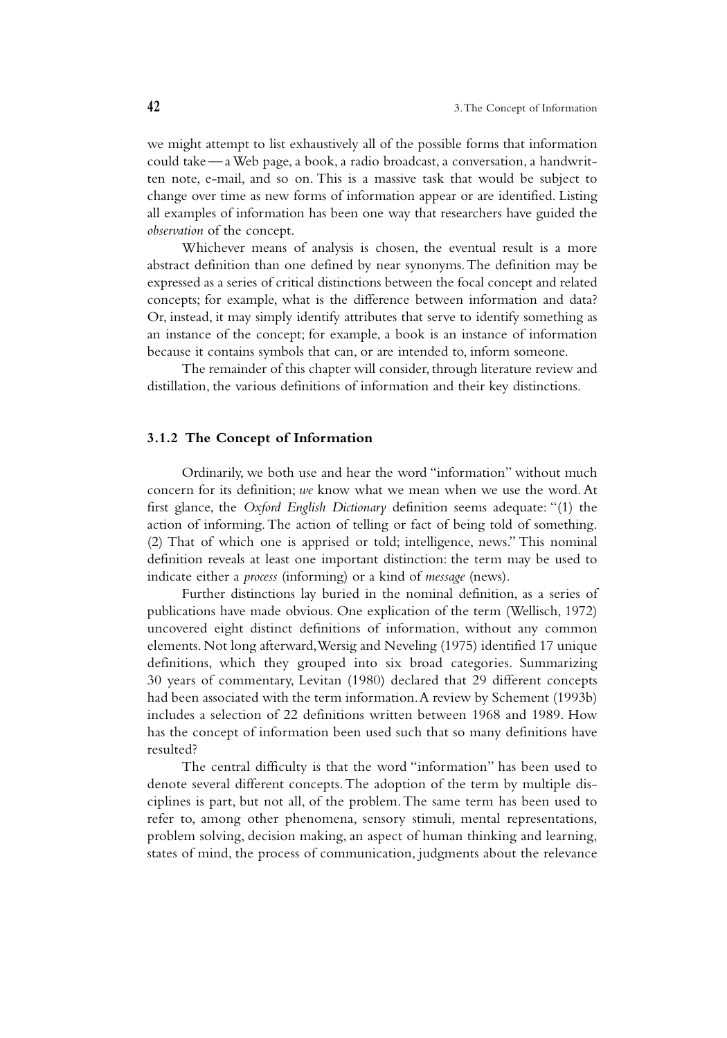we might attempt to list exhaustively all of the possible forms that information could take — a Web page, a book, a radio broadcast, a conversation, a handwritten note, e-mail, and so on. This is a massive task that would be subject to change over time as new forms of information appear or are identified. Listing all examples of information has been one way that researchers have guided the *observation* of the concept.

Whichever means of analysis is chosen, the eventual result is a more abstract definition than one defined by near synonyms. The definition may be expressed as a series of critical distinctions between the focal concept and related concepts; for example, what is the difference between information and data? Or, instead, it may simply identify attributes that serve to identify something as an instance of the concept; for example, a book is an instance of information because it contains symbols that can, or are intended to, inform someone.

The remainder of this chapter will consider, through literature review and distillation, the various definitions of information and their key distinctions.

### 3.1.2 The Concept of Information

Ordinarily, we both use and hear the word "information" without much concern for its definition; *we* know what we mean when we use the word. At first glance, the *Oxford English Dictionary* definition seems adequate: "(1) the action of informing. The action of telling or fact of being told of something. (2) That of which one is apprised or told; intelligence, news." This nominal definition reveals at least one important distinction: the term may be used to indicate either a *process* (informing) or a kind of *message* (news).

Further distinctions lay buried in the nominal definition, as a series of publications have made obvious. One explication of the term (Wellisch, 1972) uncovered eight distinct definitions of information, without any common elements. Not long afterward, Wersig and Neveling (1975) identified 17 unique definitions, which they grouped into six broad categories. Summarizing 30 years of commentary, Levitan (1980) declared that 29 different concepts had been associated with the term information. A review by Schement (1993b) includes a selection of 22 definitions written between 1968 and 1989. How has the concept of information been used such that so many definitions have resulted?

The central difficulty is that the word "information" has been used to denote several different concepts. The adoption of the term by multiple disciplines is part, but not all, of the problem. The same term has been used to refer to, among other phenomena, sensory stimuli, mental representations, problem solving, decision making, an aspect of human thinking and learning, states of mind, the process of communication, judgments about the relevance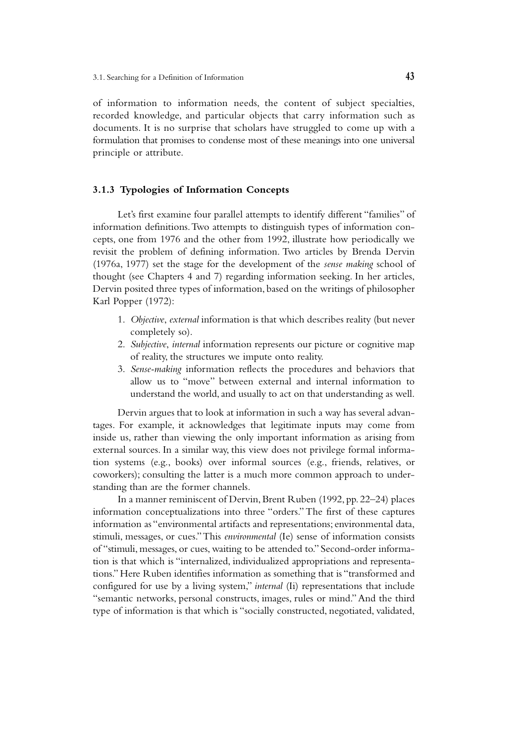of information to information needs, the content of subject specialties, recorded knowledge, and particular objects that carry information such as documents. It is no surprise that scholars have struggled to come up with a formulation that promises to condense most of these meanings into one universal principle or attribute.

### 3.1.3 Typologies of Information Concepts

Let's first examine four parallel attempts to identify different "families" of information definitions. Two attempts to distinguish types of information concepts, one from 1976 and the other from 1992, illustrate how periodically we revisit the problem of defining information. Two articles by Brenda Dervin (1976a, 1977) set the stage for the development of the *sense making* school of thought (see Chapters 4 and 7) regarding information seeking. In her articles, Dervin posited three types of information, based on the writings of philosopher Karl Popper (1972):

1. *Objective*, *external* information is that which describes reality (but never completely so).
2. *Subjective*, *internal* information represents our picture or cognitive map of reality, the structures we impute onto reality.
3. *Sense-making* information reflects the procedures and behaviors that allow us to "move" between external and internal information to understand the world, and usually to act on that understanding as well.

Dervin argues that to look at information in such a way has several advantages. For example, it acknowledges that legitimate inputs may come from inside us, rather than viewing the only important information as arising from external sources. In a similar way, this view does not privilege formal information systems (e.g., books) over informal sources (e.g., friends, relatives, or coworkers); consulting the latter is a much more common approach to understanding than are the former channels.

In a manner reminiscent of Dervin, Brent Ruben (1992, pp. 22–24) places information conceptualizations into three "orders." The first of these captures information as "environmental artifacts and representations; environmental data, stimuli, messages, or cues." This *environmental* (Ie) sense of information consists of "stimuli, messages, or cues, waiting to be attended to." Second-order information is that which is "internalized, individualized appropriations and representations." Here Ruben identifies information as something that is "transformed and configured for use by a living system," *internal* (Ii) representations that include "semantic networks, personal constructs, images, rules or mind." And the third type of information is that which is "socially constructed, negotiated, validated,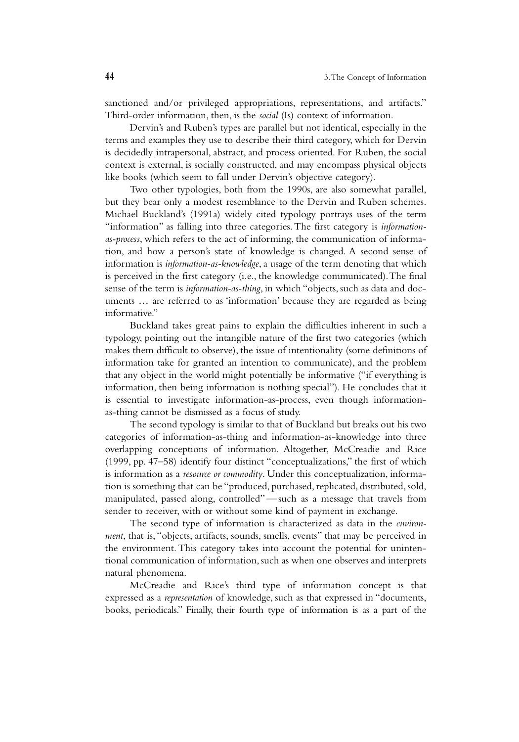sanctioned and/or privileged appropriations, representations, and artifacts." Third-order information, then, is the *social* (Is) context of information.

Dervin's and Ruben's types are parallel but not identical, especially in the terms and examples they use to describe their third category, which for Dervin is decidedly intrapersonal, abstract, and process oriented. For Ruben, the social context is external, is socially constructed, and may encompass physical objects like books (which seem to fall under Dervin's objective category).

Two other typologies, both from the 1990s, are also somewhat parallel, but they bear only a modest resemblance to the Dervin and Ruben schemes. Michael Buckland's (1991a) widely cited typology portrays uses of the term "information" as falling into three categories. The first category is *information-as-process*, which refers to the act of informing, the communication of information, and how a person's state of knowledge is changed. A second sense of information is *information-as-knowledge*, a usage of the term denoting that which is perceived in the first category (i.e., the knowledge communicated). The final sense of the term is *information-as-thing*, in which "objects, such as data and documents … are referred to as 'information' because they are regarded as being informative."

Buckland takes great pains to explain the difficulties inherent in such a typology, pointing out the intangible nature of the first two categories (which makes them difficult to observe), the issue of intentionality (some definitions of information take for granted an intention to communicate), and the problem that any object in the world might potentially be informative ("if everything is information, then being information is nothing special"). He concludes that it is essential to investigate information-as-process, even though information-as-thing cannot be dismissed as a focus of study.

The second typology is similar to that of Buckland but breaks out his two categories of information-as-thing and information-as-knowledge into three overlapping conceptions of information. Altogether, McCreadie and Rice (1999, pp. 47–58) identify four distinct "conceptualizations," the first of which is information as a *resource or commodity*. Under this conceptualization, information is something that can be "produced, purchased, replicated, distributed, sold, manipulated, passed along, controlled"—such as a message that travels from sender to receiver, with or without some kind of payment in exchange.

The second type of information is characterized as data in the *environment*, that is, "objects, artifacts, sounds, smells, events" that may be perceived in the environment. This category takes into account the potential for unintentional communication of information, such as when one observes and interprets natural phenomena.

McCreadie and Rice's third type of information concept is that expressed as a *representation* of knowledge, such as that expressed in "documents, books, periodicals." Finally, their fourth type of information is as a part of the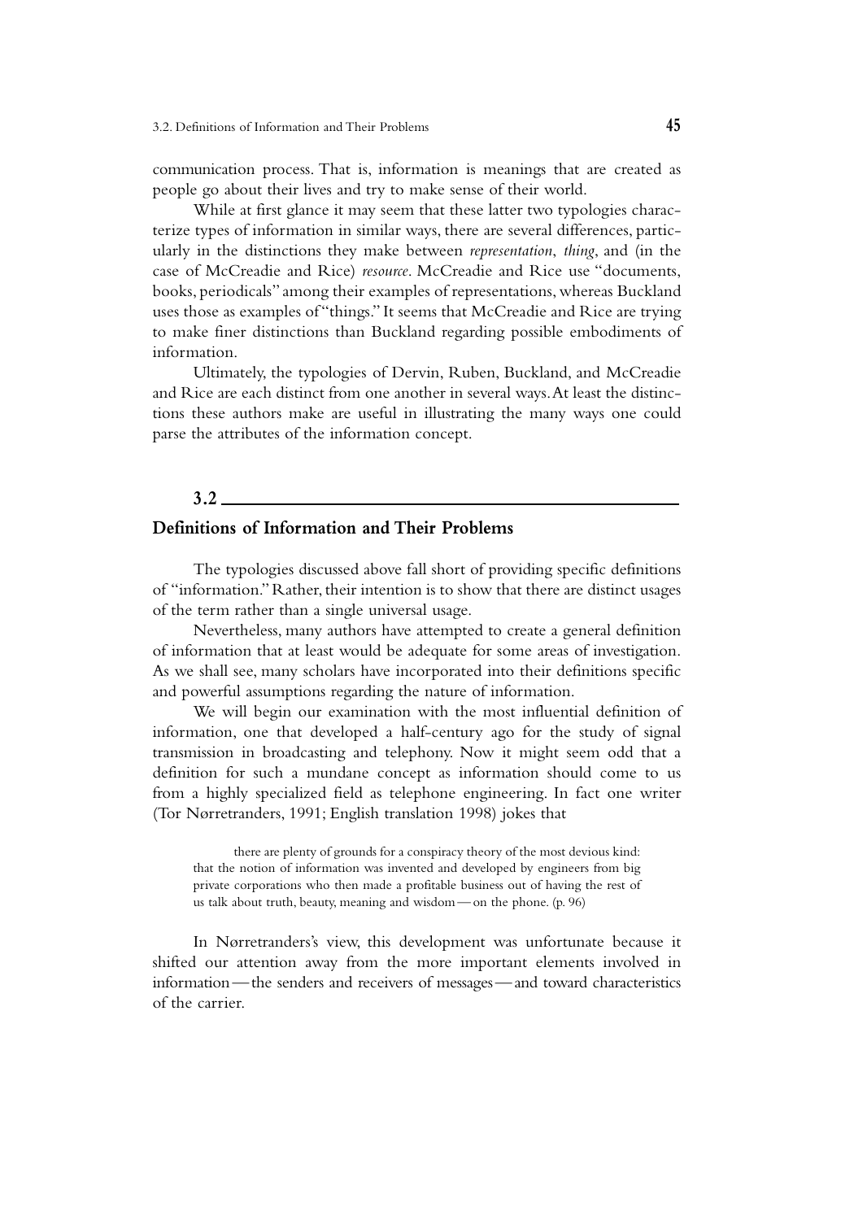communication process. That is, information is meanings that are created as people go about their lives and try to make sense of their world.

While at first glance it may seem that these latter two typologies characterize types of information in similar ways, there are several differences, particularly in the distinctions they make between *representation*, *thing*, and (in the case of McCreadie and Rice) *resource*. McCreadie and Rice use "documents, books, periodicals" among their examples of representations, whereas Buckland uses those as examples of "things." It seems that McCreadie and Rice are trying to make finer distinctions than Buckland regarding possible embodiments of information.

Ultimately, the typologies of Dervin, Ruben, Buckland, and McCreadie and Rice are each distinct from one another in several ways. At least the distinctions these authors make are useful in illustrating the many ways one could parse the attributes of the information concept.

## 3.2 Definitions of Information and Their Problems

The typologies discussed above fall short of providing specific definitions of "information." Rather, their intention is to show that there are distinct usages of the term rather than a single universal usage.

Nevertheless, many authors have attempted to create a general definition of information that at least would be adequate for some areas of investigation. As we shall see, many scholars have incorporated into their definitions specific and powerful assumptions regarding the nature of information.

We will begin our examination with the most influential definition of information, one that developed a half-century ago for the study of signal transmission in broadcasting and telephony. Now it might seem odd that a definition for such a mundane concept as information should come to us from a highly specialized field as telephone engineering. In fact one writer (Tor Nørretranders, 1991; English translation 1998) jokes that

> there are plenty of grounds for a conspiracy theory of the most devious kind: that the notion of information was invented and developed by engineers from big private corporations who then made a profitable business out of having the rest of us talk about truth, beauty, meaning and wisdom—on the phone. (p. 96)

In Nørretranders's view, this development was unfortunate because it shifted our attention away from the more important elements involved in information—the senders and receivers of messages—and toward characteristics of the carrier.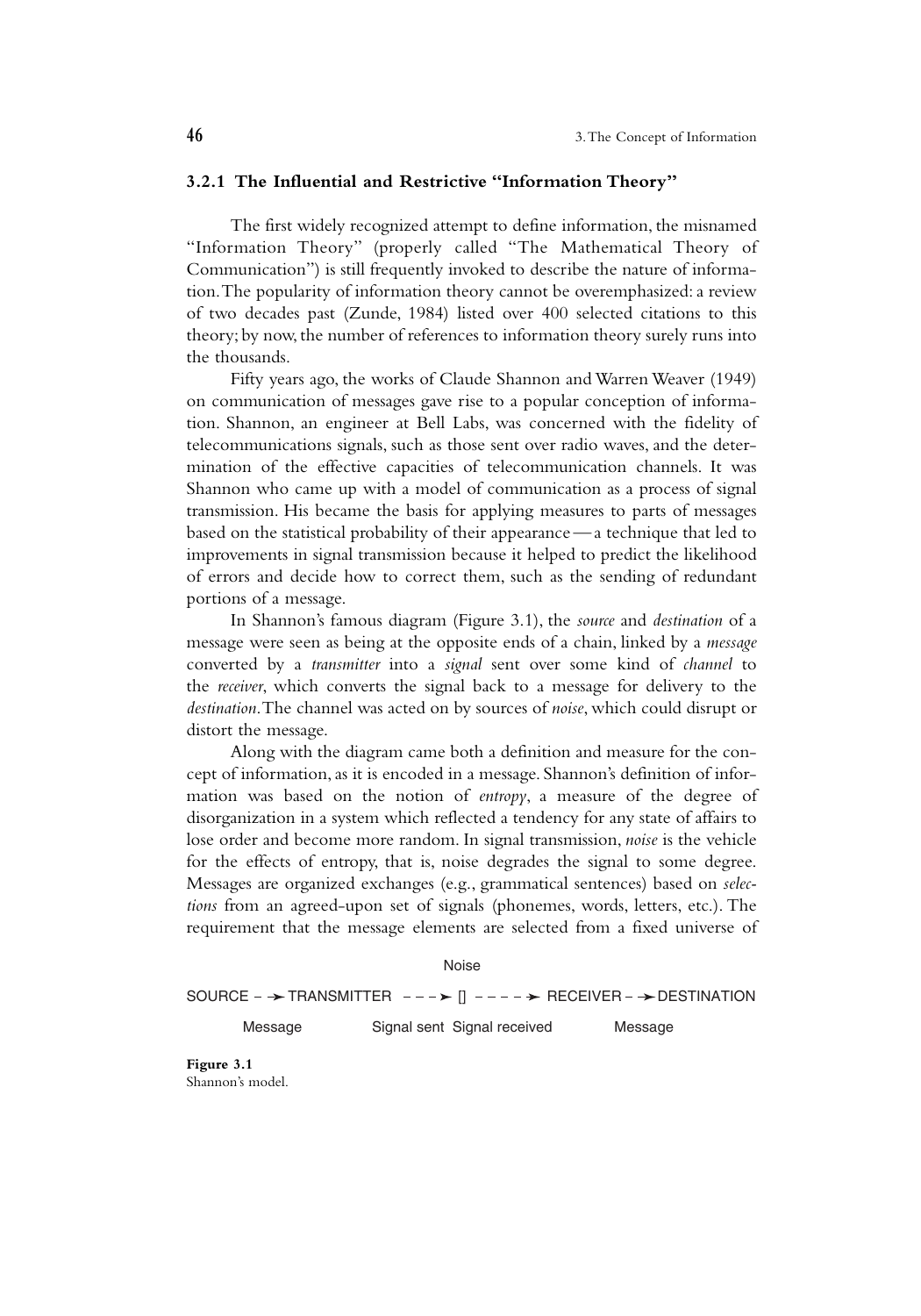### 3.2.1 The Influential and Restrictive "Information Theory"

The first widely recognized attempt to define information, the misnamed "Information Theory" (properly called "The Mathematical Theory of Communication") is still frequently invoked to describe the nature of information. The popularity of information theory cannot be overemphasized: a review of two decades past (Zunde, 1984) listed over 400 selected citations to this theory; by now, the number of references to information theory surely runs into the thousands.

Fifty years ago, the works of Claude Shannon and Warren Weaver (1949) on communication of messages gave rise to a popular conception of information. Shannon, an engineer at Bell Labs, was concerned with the fidelity of telecommunications signals, such as those sent over radio waves, and the determination of the effective capacities of telecommunication channels. It was Shannon who came up with a model of communication as a process of signal transmission. His became the basis for applying measures to parts of messages based on the statistical probability of their appearance—a technique that led to improvements in signal transmission because it helped to predict the likelihood of errors and decide how to correct them, such as the sending of redundant portions of a message.

In Shannon's famous diagram (Figure 3.1), the *source* and *destination* of a message were seen as being at the opposite ends of a chain, linked by a *message* converted by a *transmitter* into a *signal* sent over some kind of *channel* to the *receiver*, which converts the signal back to a message for delivery to the *destination*. The channel was acted on by sources of *noise*, which could disrupt or distort the message.

Along with the diagram came both a definition and measure for the concept of information, as it is encoded in a message. Shannon's definition of information was based on the notion of *entropy*, a measure of the degree of disorganization in a system which reflected a tendency for any state of affairs to lose order and become more random. In signal transmission, *noise* is the vehicle for the effects of entropy, that is, noise degrades the signal to some degree. Messages are organized exchanges (e.g., grammatical sentences) based on *selections* from an agreed-upon set of signals (phonemes, words, letters, etc.). The requirement that the message elements are selected from a fixed universe of

Noise

SOURCE – → TRANSMITTER – – – → [] – – – – → RECEIVER – → DESTINATION

Message Signal sent Signal received Message

**Figure 3.1**
Shannon's model.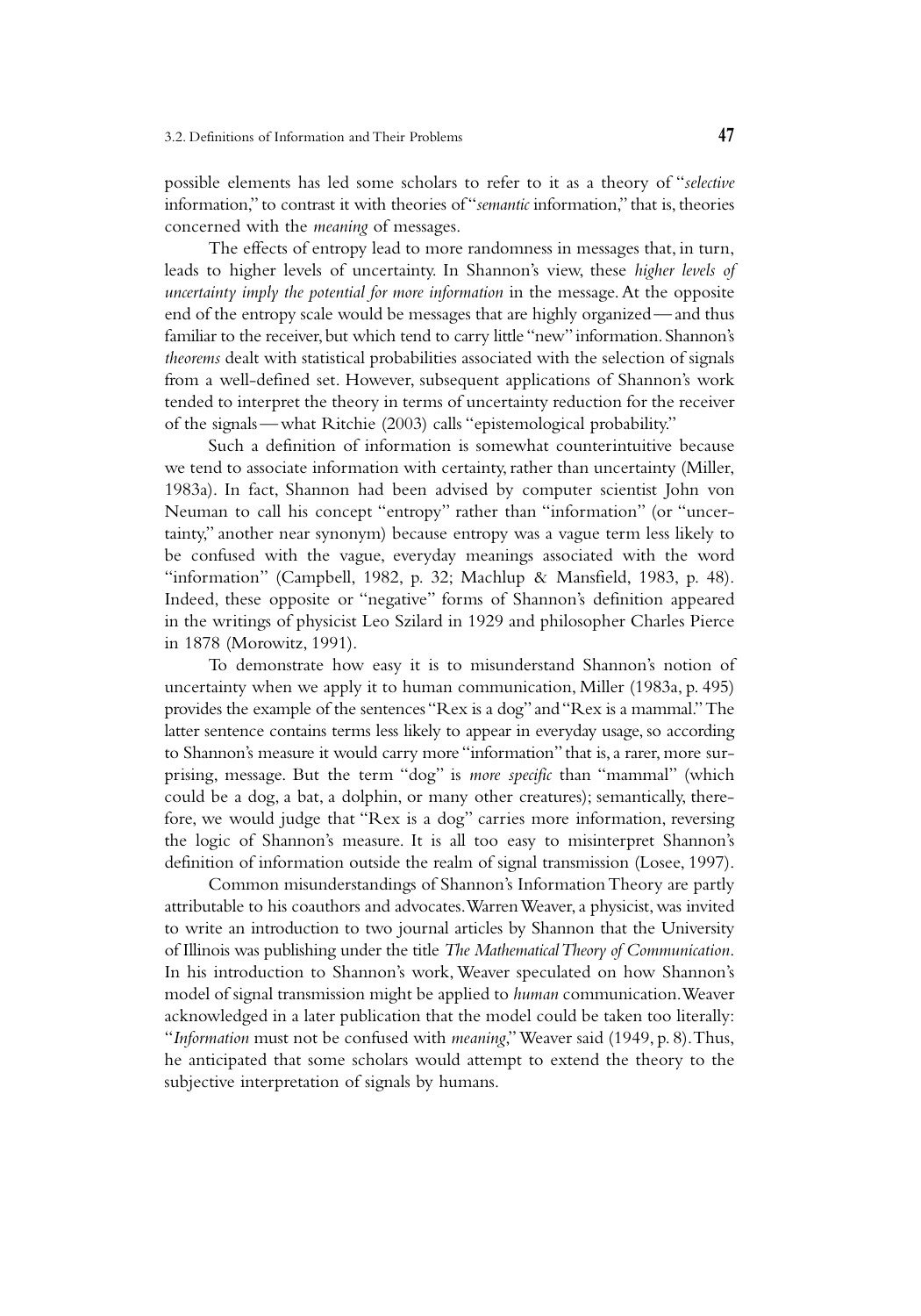possible elements has led some scholars to refer to it as a theory of "*selective* information," to contrast it with theories of "*semantic* information," that is, theories concerned with the *meaning* of messages.

The effects of entropy lead to more randomness in messages that, in turn, leads to higher levels of uncertainty. In Shannon's view, these *higher levels of uncertainty imply the potential for more information* in the message. At the opposite end of the entropy scale would be messages that are highly organized—and thus familiar to the receiver, but which tend to carry little "new" information. Shannon's *theorems* dealt with statistical probabilities associated with the selection of signals from a well-defined set. However, subsequent applications of Shannon's work tended to interpret the theory in terms of uncertainty reduction for the receiver of the signals—what Ritchie (2003) calls "epistemological probability."

Such a definition of information is somewhat counterintuitive because we tend to associate information with certainty, rather than uncertainty (Miller, 1983a). In fact, Shannon had been advised by computer scientist John von Neuman to call his concept "entropy" rather than "information" (or "uncertainty," another near synonym) because entropy was a vague term less likely to be confused with the vague, everyday meanings associated with the word "information" (Campbell, 1982, p. 32; Machlup & Mansfield, 1983, p. 48). Indeed, these opposite or "negative" forms of Shannon's definition appeared in the writings of physicist Leo Szilard in 1929 and philosopher Charles Pierce in 1878 (Morowitz, 1991).

To demonstrate how easy it is to misunderstand Shannon's notion of uncertainty when we apply it to human communication, Miller (1983a, p. 495) provides the example of the sentences "Rex is a dog" and "Rex is a mammal." The latter sentence contains terms less likely to appear in everyday usage, so according to Shannon's measure it would carry more "information" that is, a rarer, more surprising, message. But the term "dog" is *more specific* than "mammal" (which could be a dog, a bat, a dolphin, or many other creatures); semantically, therefore, we would judge that "Rex is a dog" carries more information, reversing the logic of Shannon's measure. It is all too easy to misinterpret Shannon's definition of information outside the realm of signal transmission (Losee, 1997).

Common misunderstandings of Shannon's Information Theory are partly attributable to his coauthors and advocates. Warren Weaver, a physicist, was invited to write an introduction to two journal articles by Shannon that the University of Illinois was publishing under the title *The Mathematical Theory of Communication*. In his introduction to Shannon's work, Weaver speculated on how Shannon's model of signal transmission might be applied to *human* communication. Weaver acknowledged in a later publication that the model could be taken too literally: "*Information* must not be confused with *meaning*," Weaver said (1949, p. 8). Thus, he anticipated that some scholars would attempt to extend the theory to the subjective interpretation of signals by humans.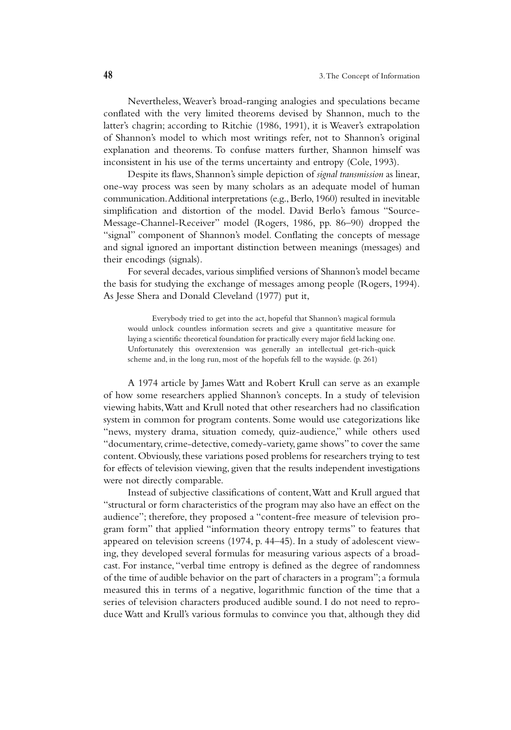Nevertheless, Weaver's broad-ranging analogies and speculations became conflated with the very limited theorems devised by Shannon, much to the latter's chagrin; according to Ritchie (1986, 1991), it is Weaver's extrapolation of Shannon's model to which most writings refer, not to Shannon's original explanation and theorems. To confuse matters further, Shannon himself was inconsistent in his use of the terms uncertainty and entropy (Cole, 1993).

Despite its flaws, Shannon's simple depiction of *signal transmission* as linear, one-way process was seen by many scholars as an adequate model of human communication. Additional interpretations (e.g., Berlo, 1960) resulted in inevitable simplification and distortion of the model. David Berlo's famous "Source-Message-Channel-Receiver" model (Rogers, 1986, pp. 86–90) dropped the "signal" component of Shannon's model. Conflating the concepts of message and signal ignored an important distinction between meanings (messages) and their encodings (signals).

For several decades, various simplified versions of Shannon's model became the basis for studying the exchange of messages among people (Rogers, 1994). As Jesse Shera and Donald Cleveland (1977) put it,

> Everybody tried to get into the act, hopeful that Shannon's magical formula would unlock countless information secrets and give a quantitative measure for laying a scientific theoretical foundation for practically every major field lacking one. Unfortunately this overextension was generally an intellectual get-rich-quick scheme and, in the long run, most of the hopefuls fell to the wayside. (p. 261)

A 1974 article by James Watt and Robert Krull can serve as an example of how some researchers applied Shannon's concepts. In a study of television viewing habits, Watt and Krull noted that other researchers had no classification system in common for program contents. Some would use categorizations like "news, mystery drama, situation comedy, quiz-audience," while others used "documentary, crime-detective, comedy-variety, game shows" to cover the same content. Obviously, these variations posed problems for researchers trying to test for effects of television viewing, given that the results independent investigations were not directly comparable.

Instead of subjective classifications of content, Watt and Krull argued that "structural or form characteristics of the program may also have an effect on the audience"; therefore, they proposed a "content-free measure of television program form" that applied "information theory entropy terms" to features that appeared on television screens (1974, p. 44–45). In a study of adolescent viewing, they developed several formulas for measuring various aspects of a broadcast. For instance, "verbal time entropy is defined as the degree of randomness of the time of audible behavior on the part of characters in a program"; a formula measured this in terms of a negative, logarithmic function of the time that a series of television characters produced audible sound. I do not need to reproduce Watt and Krull's various formulas to convince you that, although they did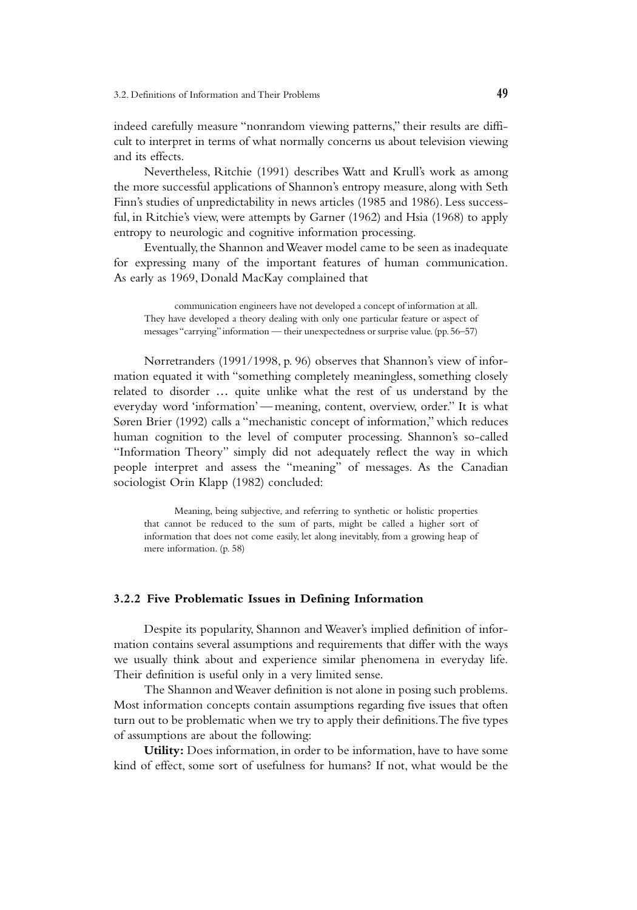indeed carefully measure "nonrandom viewing patterns," their results are difficult to interpret in terms of what normally concerns us about television viewing and its effects.

Nevertheless, Ritchie (1991) describes Watt and Krull's work as among the more successful applications of Shannon's entropy measure, along with Seth Finn's studies of unpredictability in news articles (1985 and 1986). Less successful, in Ritchie's view, were attempts by Garner (1962) and Hsia (1968) to apply entropy to neurologic and cognitive information processing.

Eventually, the Shannon and Weaver model came to be seen as inadequate for expressing many of the important features of human communication. As early as 1969, Donald MacKay complained that

> communication engineers have not developed a concept of information at all. They have developed a theory dealing with only one particular feature or aspect of messages "carrying" information — their unexpectedness or surprise value. (pp. 56–57)

Nørretranders (1991/1998, p. 96) observes that Shannon's view of information equated it with "something completely meaningless, something closely related to disorder … quite unlike what the rest of us understand by the everyday word 'information' — meaning, content, overview, order." It is what Søren Brier (1992) calls a "mechanistic concept of information," which reduces human cognition to the level of computer processing. Shannon's so-called "Information Theory" simply did not adequately reflect the way in which people interpret and assess the "meaning" of messages. As the Canadian sociologist Orin Klapp (1982) concluded:

> Meaning, being subjective, and referring to synthetic or holistic properties that cannot be reduced to the sum of parts, might be called a higher sort of information that does not come easily, let along inevitably, from a growing heap of mere information. (p. 58)

### 3.2.2 Five Problematic Issues in Defining Information

Despite its popularity, Shannon and Weaver's implied definition of information contains several assumptions and requirements that differ with the ways we usually think about and experience similar phenomena in everyday life. Their definition is useful only in a very limited sense.

The Shannon and Weaver definition is not alone in posing such problems. Most information concepts contain assumptions regarding five issues that often turn out to be problematic when we try to apply their definitions. The five types of assumptions are about the following:

**Utility:** Does information, in order to be information, have to have some kind of effect, some sort of usefulness for humans? If not, what would be the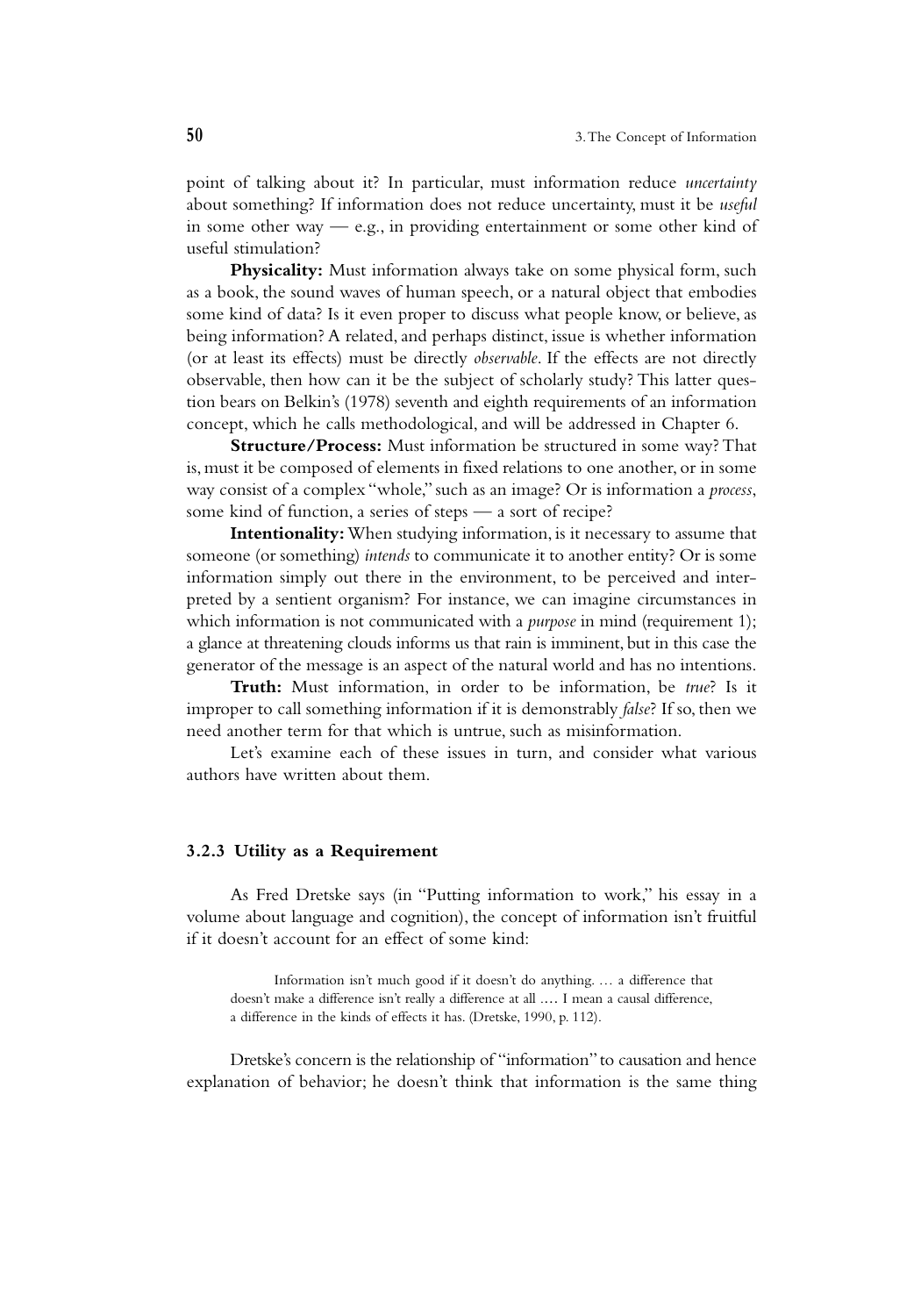point of talking about it? In particular, must information reduce *uncertainty* about something? If information does not reduce uncertainty, must it be *useful* in some other way — e.g., in providing entertainment or some other kind of useful stimulation?

**Physicality:** Must information always take on some physical form, such as a book, the sound waves of human speech, or a natural object that embodies some kind of data? Is it even proper to discuss what people know, or believe, as being information? A related, and perhaps distinct, issue is whether information (or at least its effects) must be directly *observable*. If the effects are not directly observable, then how can it be the subject of scholarly study? This latter question bears on Belkin's (1978) seventh and eighth requirements of an information concept, which he calls methodological, and will be addressed in Chapter 6.

**Structure/Process:** Must information be structured in some way? That is, must it be composed of elements in fixed relations to one another, or in some way consist of a complex "whole," such as an image? Or is information a *process*, some kind of function, a series of steps — a sort of recipe?

**Intentionality:** When studying information, is it necessary to assume that someone (or something) *intends* to communicate it to another entity? Or is some information simply out there in the environment, to be perceived and interpreted by a sentient organism? For instance, we can imagine circumstances in which information is not communicated with a *purpose* in mind (requirement 1); a glance at threatening clouds informs us that rain is imminent, but in this case the generator of the message is an aspect of the natural world and has no intentions.

**Truth:** Must information, in order to be information, be *true*? Is it improper to call something information if it is demonstrably *false*? If so, then we need another term for that which is untrue, such as misinformation.

Let's examine each of these issues in turn, and consider what various authors have written about them.

### 3.2.3 Utility as a Requirement

As Fred Dretske says (in "Putting information to work," his essay in a volume about language and cognition), the concept of information isn't fruitful if it doesn't account for an effect of some kind:

> Information isn't much good if it doesn't do anything. … a difference that doesn't make a difference isn't really a difference at all …. I mean a causal difference, a difference in the kinds of effects it has. (Dretske, 1990, p. 112).

Dretske's concern is the relationship of "information" to causation and hence explanation of behavior; he doesn't think that information is the same thing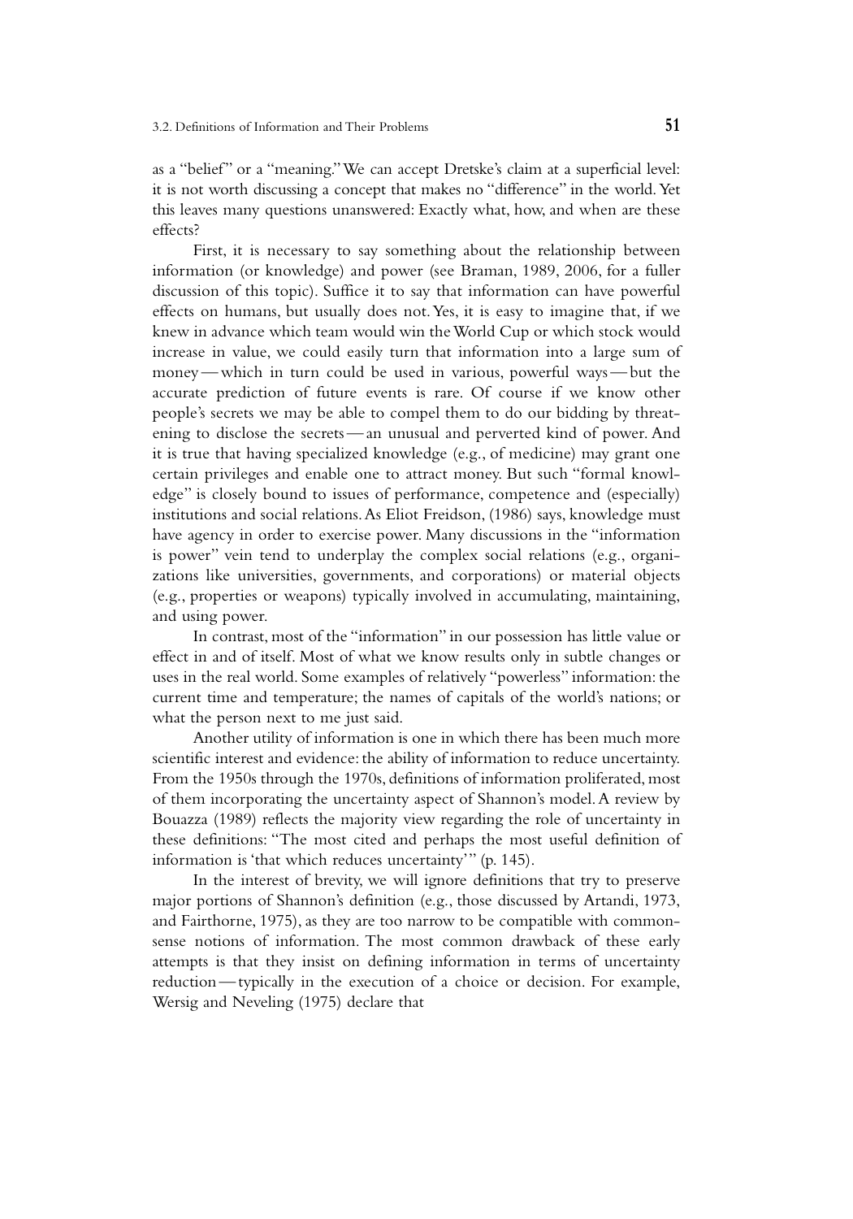as a "belief" or a "meaning." We can accept Dretske's claim at a superficial level: it is not worth discussing a concept that makes no "difference" in the world. Yet this leaves many questions unanswered: Exactly what, how, and when are these effects?

First, it is necessary to say something about the relationship between information (or knowledge) and power (see Braman, 1989, 2006, for a fuller discussion of this topic). Suffice it to say that information can have powerful effects on humans, but usually does not. Yes, it is easy to imagine that, if we knew in advance which team would win the World Cup or which stock would increase in value, we could easily turn that information into a large sum of money—which in turn could be used in various, powerful ways—but the accurate prediction of future events is rare. Of course if we know other people's secrets we may be able to compel them to do our bidding by threatening to disclose the secrets—an unusual and perverted kind of power. And it is true that having specialized knowledge (e.g., of medicine) may grant one certain privileges and enable one to attract money. But such "formal knowledge" is closely bound to issues of performance, competence and (especially) institutions and social relations. As Eliot Freidson, (1986) says, knowledge must have agency in order to exercise power. Many discussions in the "information is power" vein tend to underplay the complex social relations (e.g., organizations like universities, governments, and corporations) or material objects (e.g., properties or weapons) typically involved in accumulating, maintaining, and using power.

In contrast, most of the "information" in our possession has little value or effect in and of itself. Most of what we know results only in subtle changes or uses in the real world. Some examples of relatively "powerless" information: the current time and temperature; the names of capitals of the world's nations; or what the person next to me just said.

Another utility of information is one in which there has been much more scientific interest and evidence: the ability of information to reduce uncertainty. From the 1950s through the 1970s, definitions of information proliferated, most of them incorporating the uncertainty aspect of Shannon's model. A review by Bouazza (1989) reflects the majority view regarding the role of uncertainty in these definitions: "The most cited and perhaps the most useful definition of information is 'that which reduces uncertainty'" (p. 145).

In the interest of brevity, we will ignore definitions that try to preserve major portions of Shannon's definition (e.g., those discussed by Artandi, 1973, and Fairthorne, 1975), as they are too narrow to be compatible with commonsense notions of information. The most common drawback of these early attempts is that they insist on defining information in terms of uncertainty reduction—typically in the execution of a choice or decision. For example, Wersig and Neveling (1975) declare that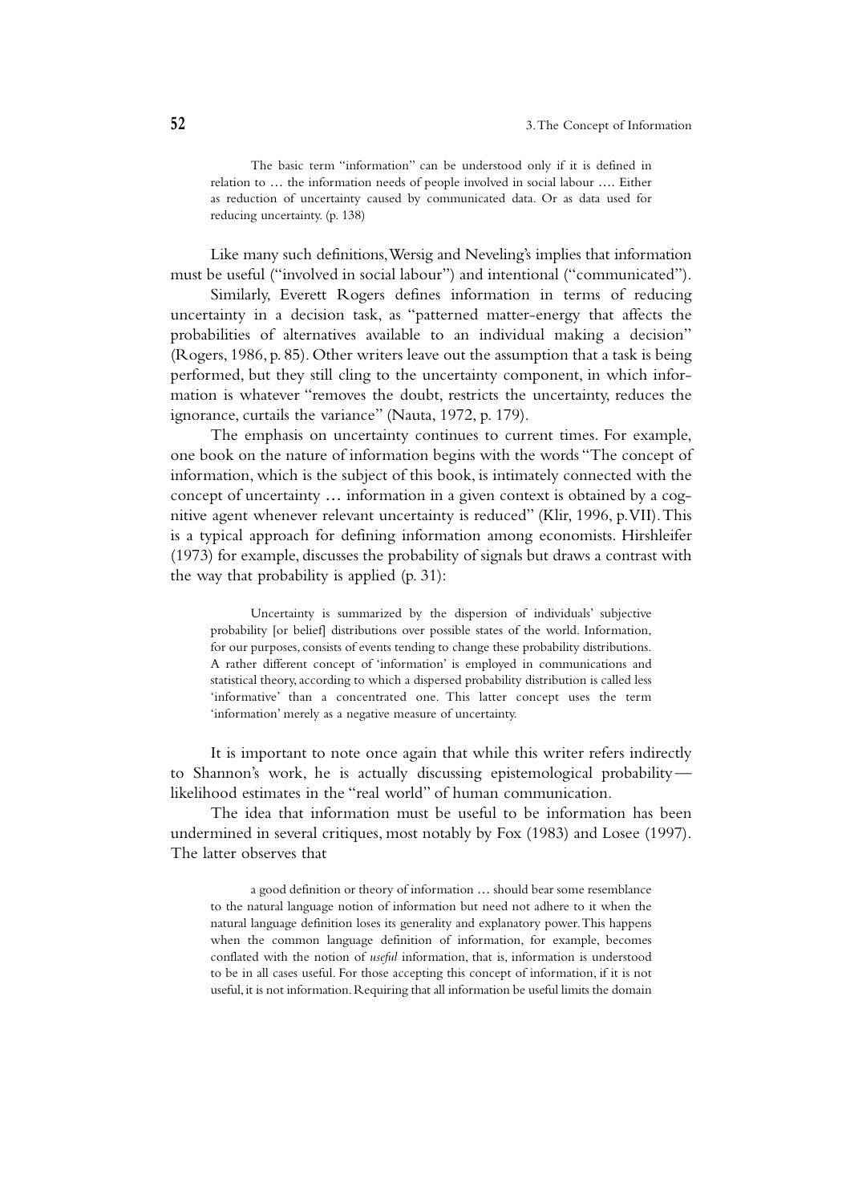> The basic term "information" can be understood only if it is defined in relation to … the information needs of people involved in social labour …. Either as reduction of uncertainty caused by communicated data. Or as data used for reducing uncertainty. (p. 138)

Like many such definitions, Wersig and Neveling's implies that information must be useful ("involved in social labour") and intentional ("communicated").

Similarly, Everett Rogers defines information in terms of reducing uncertainty in a decision task, as "patterned matter-energy that affects the probabilities of alternatives available to an individual making a decision" (Rogers, 1986, p. 85). Other writers leave out the assumption that a task is being performed, but they still cling to the uncertainty component, in which information is whatever "removes the doubt, restricts the uncertainty, reduces the ignorance, curtails the variance" (Nauta, 1972, p. 179).

The emphasis on uncertainty continues to current times. For example, one book on the nature of information begins with the words "The concept of information, which is the subject of this book, is intimately connected with the concept of uncertainty … information in a given context is obtained by a cognitive agent whenever relevant uncertainty is reduced" (Klir, 1996, p. VII). This is a typical approach for defining information among economists. Hirshleifer (1973) for example, discusses the probability of signals but draws a contrast with the way that probability is applied (p. 31):

> Uncertainty is summarized by the dispersion of individuals' subjective probability [or belief] distributions over possible states of the world. Information, for our purposes, consists of events tending to change these probability distributions. A rather different concept of 'information' is employed in communications and statistical theory, according to which a dispersed probability distribution is called less 'informative' than a concentrated one. This latter concept uses the term 'information' merely as a negative measure of uncertainty.

It is important to note once again that while this writer refers indirectly to Shannon's work, he is actually discussing epistemological probability—likelihood estimates in the "real world" of human communication.

The idea that information must be useful to be information has been undermined in several critiques, most notably by Fox (1983) and Losee (1997). The latter observes that

> a good definition or theory of information … should bear some resemblance to the natural language notion of information but need not adhere to it when the natural language definition loses its generality and explanatory power. This happens when the common language definition of information, for example, becomes conflated with the notion of *useful* information, that is, information is understood to be in all cases useful. For those accepting this concept of information, if it is not useful, it is not information. Requiring that all information be useful limits the domain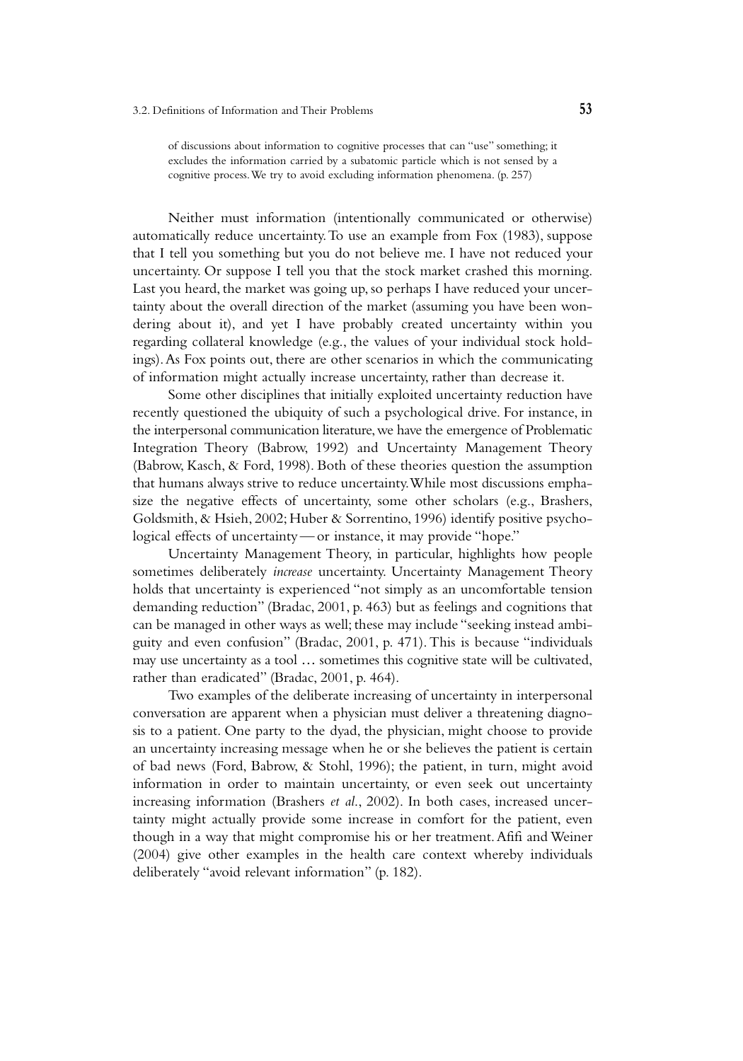> of discussions about information to cognitive processes that can "use" something; it excludes the information carried by a subatomic particle which is not sensed by a cognitive process. We try to avoid excluding information phenomena. (p. 257)

Neither must information (intentionally communicated or otherwise) automatically reduce uncertainty. To use an example from Fox (1983), suppose that I tell you something but you do not believe me. I have not reduced your uncertainty. Or suppose I tell you that the stock market crashed this morning. Last you heard, the market was going up, so perhaps I have reduced your uncertainty about the overall direction of the market (assuming you have been wondering about it), and yet I have probably created uncertainty within you regarding collateral knowledge (e.g., the values of your individual stock holdings). As Fox points out, there are other scenarios in which the communicating of information might actually increase uncertainty, rather than decrease it.

Some other disciplines that initially exploited uncertainty reduction have recently questioned the ubiquity of such a psychological drive. For instance, in the interpersonal communication literature, we have the emergence of Problematic Integration Theory (Babrow, 1992) and Uncertainty Management Theory (Babrow, Kasch, & Ford, 1998). Both of these theories question the assumption that humans always strive to reduce uncertainty. While most discussions emphasize the negative effects of uncertainty, some other scholars (e.g., Brashers, Goldsmith, & Hsieh, 2002; Huber & Sorrentino, 1996) identify positive psychological effects of uncertainty — or instance, it may provide "hope."

Uncertainty Management Theory, in particular, highlights how people sometimes deliberately *increase* uncertainty. Uncertainty Management Theory holds that uncertainty is experienced "not simply as an uncomfortable tension demanding reduction" (Bradac, 2001, p. 463) but as feelings and cognitions that can be managed in other ways as well; these may include "seeking instead ambiguity and even confusion" (Bradac, 2001, p. 471). This is because "individuals may use uncertainty as a tool … sometimes this cognitive state will be cultivated, rather than eradicated" (Bradac, 2001, p. 464).

Two examples of the deliberate increasing of uncertainty in interpersonal conversation are apparent when a physician must deliver a threatening diagnosis to a patient. One party to the dyad, the physician, might choose to provide an uncertainty increasing message when he or she believes the patient is certain of bad news (Ford, Babrow, & Stohl, 1996); the patient, in turn, might avoid information in order to maintain uncertainty, or even seek out uncertainty increasing information (Brashers *et al.*, 2002). In both cases, increased uncertainty might actually provide some increase in comfort for the patient, even though in a way that might compromise his or her treatment. Afifi and Weiner (2004) give other examples in the health care context whereby individuals deliberately "avoid relevant information" (p. 182).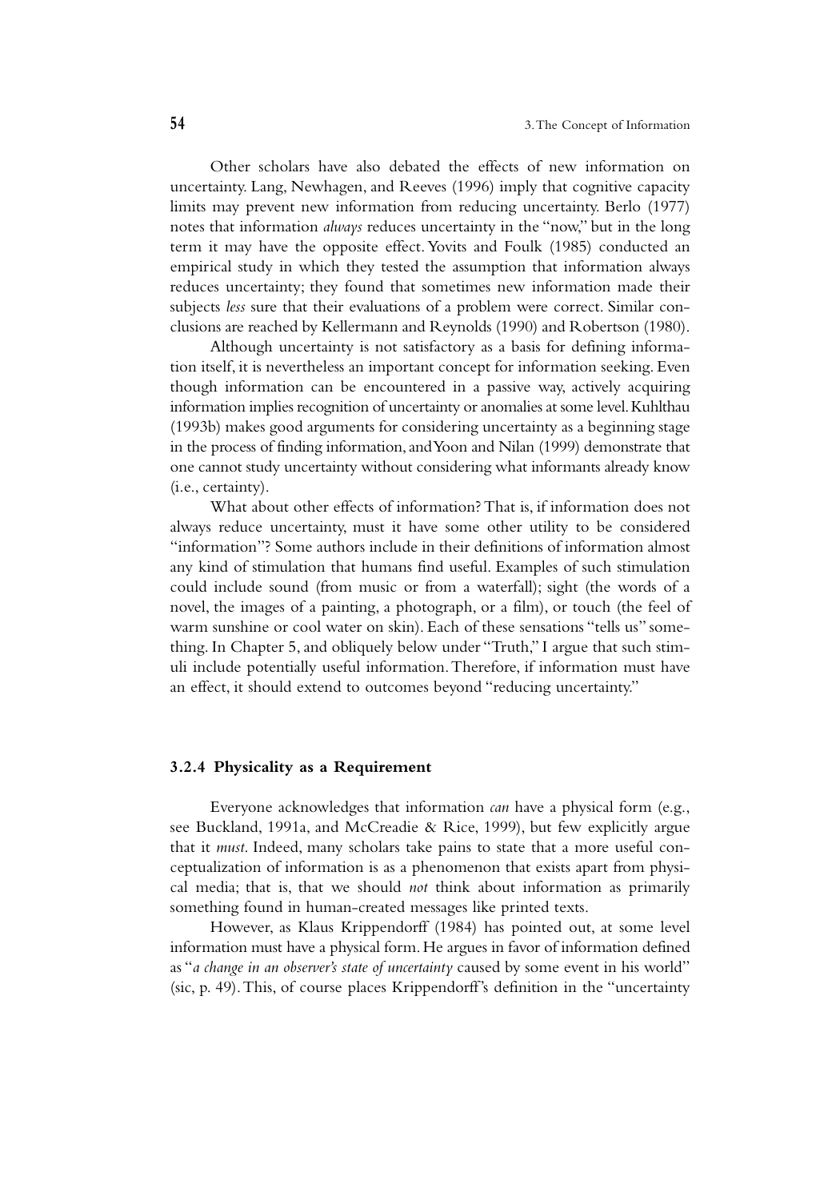Other scholars have also debated the effects of new information on uncertainty. Lang, Newhagen, and Reeves (1996) imply that cognitive capacity limits may prevent new information from reducing uncertainty. Berlo (1977) notes that information *always* reduces uncertainty in the "now," but in the long term it may have the opposite effect. Yovits and Foulk (1985) conducted an empirical study in which they tested the assumption that information always reduces uncertainty; they found that sometimes new information made their subjects *less* sure that their evaluations of a problem were correct. Similar conclusions are reached by Kellermann and Reynolds (1990) and Robertson (1980).

Although uncertainty is not satisfactory as a basis for defining information itself, it is nevertheless an important concept for information seeking. Even though information can be encountered in a passive way, actively acquiring information implies recognition of uncertainty or anomalies at some level. Kuhlthau (1993b) makes good arguments for considering uncertainty as a beginning stage in the process of finding information, and Yoon and Nilan (1999) demonstrate that one cannot study uncertainty without considering what informants already know (i.e., certainty).

What about other effects of information? That is, if information does not always reduce uncertainty, must it have some other utility to be considered "information"? Some authors include in their definitions of information almost any kind of stimulation that humans find useful. Examples of such stimulation could include sound (from music or from a waterfall); sight (the words of a novel, the images of a painting, a photograph, or a film), or touch (the feel of warm sunshine or cool water on skin). Each of these sensations "tells us" something. In Chapter 5, and obliquely below under "Truth," I argue that such stimuli include potentially useful information. Therefore, if information must have an effect, it should extend to outcomes beyond "reducing uncertainty."

### 3.2.4 Physicality as a Requirement

Everyone acknowledges that information *can* have a physical form (e.g., see Buckland, 1991a, and McCreadie & Rice, 1999), but few explicitly argue that it *must*. Indeed, many scholars take pains to state that a more useful conceptualization of information is as a phenomenon that exists apart from physical media; that is, that we should *not* think about information as primarily something found in human-created messages like printed texts.

However, as Klaus Krippendorff (1984) has pointed out, at some level information must have a physical form. He argues in favor of information defined as "*a change in an observer's state of uncertainty* caused by some event in his world" (sic, p. 49). This, of course places Krippendorff's definition in the "uncertainty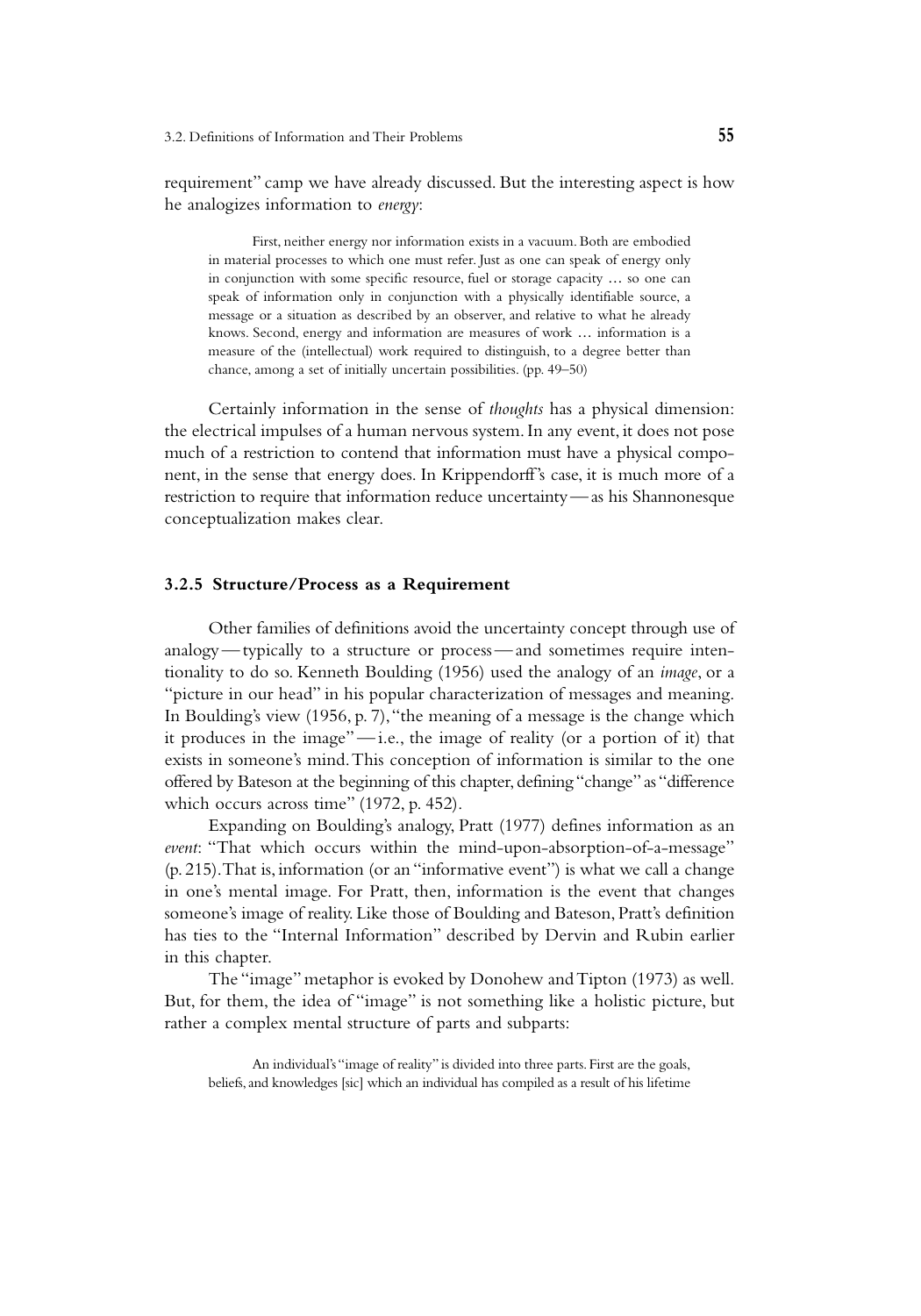requirement" camp we have already discussed. But the interesting aspect is how he analogizes information to *energy*:

> First, neither energy nor information exists in a vacuum. Both are embodied in material processes to which one must refer. Just as one can speak of energy only in conjunction with some specific resource, fuel or storage capacity … so one can speak of information only in conjunction with a physically identifiable source, a message or a situation as described by an observer, and relative to what he already knows. Second, energy and information are measures of work … information is a measure of the (intellectual) work required to distinguish, to a degree better than chance, among a set of initially uncertain possibilities. (pp. 49–50)

Certainly information in the sense of *thoughts* has a physical dimension: the electrical impulses of a human nervous system. In any event, it does not pose much of a restriction to contend that information must have a physical component, in the sense that energy does. In Krippendorff's case, it is much more of a restriction to require that information reduce uncertainty—as his Shannonesque conceptualization makes clear.

### 3.2.5 Structure/Process as a Requirement

Other families of definitions avoid the uncertainty concept through use of analogy—typically to a structure or process—and sometimes require intentionality to do so. Kenneth Boulding (1956) used the analogy of an *image*, or a "picture in our head" in his popular characterization of messages and meaning. In Boulding's view (1956, p. 7), "the meaning of a message is the change which it produces in the image"—i.e., the image of reality (or a portion of it) that exists in someone's mind. This conception of information is similar to the one offered by Bateson at the beginning of this chapter, defining "change" as "difference which occurs across time" (1972, p. 452).

Expanding on Boulding's analogy, Pratt (1977) defines information as an *event*: "That which occurs within the mind-upon-absorption-of-a-message" (p. 215). That is, information (or an "informative event") is what we call a change in one's mental image. For Pratt, then, information is the event that changes someone's image of reality. Like those of Boulding and Bateson, Pratt's definition has ties to the "Internal Information" described by Dervin and Rubin earlier in this chapter.

The "image" metaphor is evoked by Donohew and Tipton (1973) as well. But, for them, the idea of "image" is not something like a holistic picture, but rather a complex mental structure of parts and subparts:

> An individual's "image of reality" is divided into three parts. First are the goals, beliefs, and knowledges [sic] which an individual has compiled as a result of his lifetime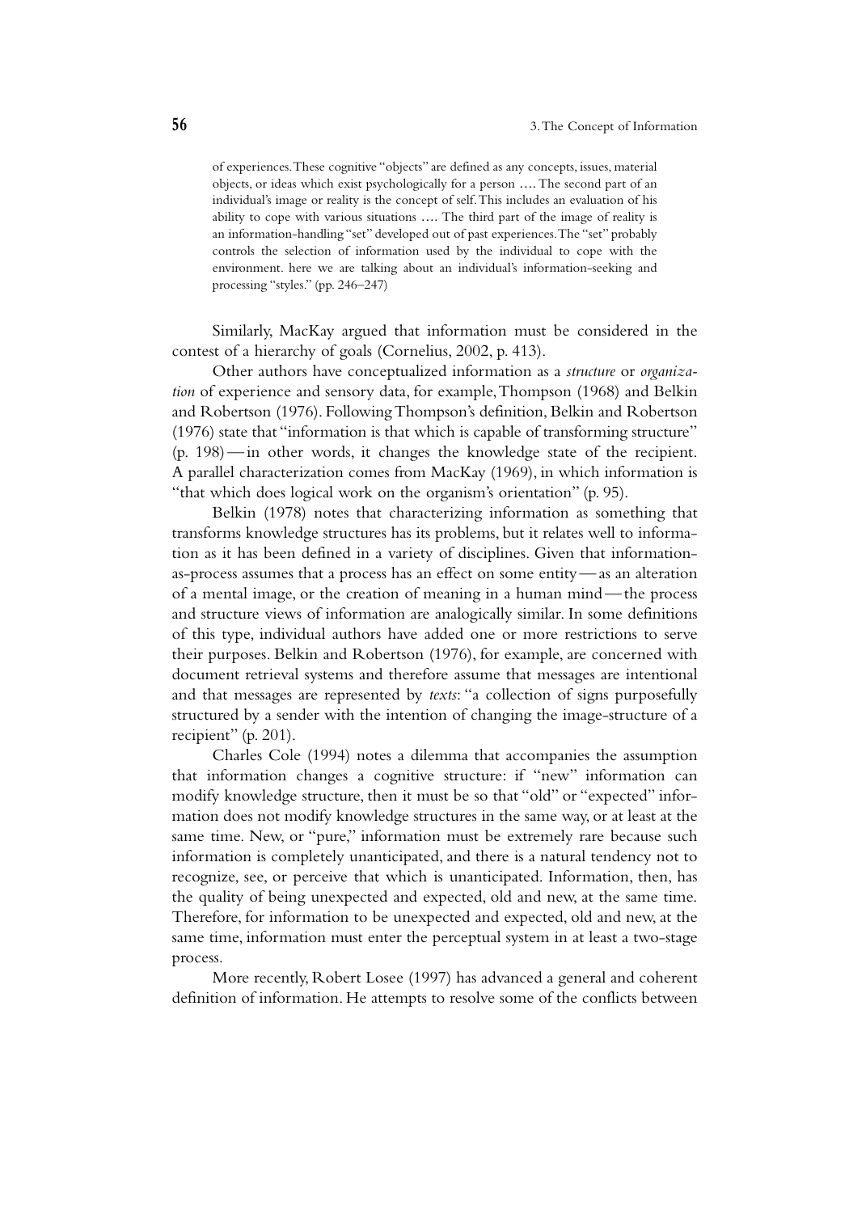of experiences. These cognitive "objects" are defined as any concepts, issues, material objects, or ideas which exist psychologically for a person .... The second part of an individual's image or reality is the concept of self. This includes an evaluation of his ability to cope with various situations .... The third part of the image of reality is an information-handling "set" developed out of past experiences. The "set" probably controls the selection of information used by the individual to cope with the environment. here we are talking about an individual's information-seeking and processing "styles." (pp. 246–247)

Similarly, MacKay argued that information must be considered in the contest of a hierarchy of goals (Cornelius, 2002, p. 413).

Other authors have conceptualized information as a *structure* or *organization* of experience and sensory data, for example, Thompson (1968) and Belkin and Robertson (1976). Following Thompson's definition, Belkin and Robertson (1976) state that "information is that which is capable of transforming structure" (p. 198)—in other words, it changes the knowledge state of the recipient. A parallel characterization comes from MacKay (1969), in which information is "that which does logical work on the organism's orientation" (p. 95).

Belkin (1978) notes that characterizing information as something that transforms knowledge structures has its problems, but it relates well to information as it has been defined in a variety of disciplines. Given that information-as-process assumes that a process has an effect on some entity—as an alteration of a mental image, or the creation of meaning in a human mind—the process and structure views of information are analogically similar. In some definitions of this type, individual authors have added one or more restrictions to serve their purposes. Belkin and Robertson (1976), for example, are concerned with document retrieval systems and therefore assume that messages are intentional and that messages are represented by *texts*: "a collection of signs purposefully structured by a sender with the intention of changing the image-structure of a recipient" (p. 201).

Charles Cole (1994) notes a dilemma that accompanies the assumption that information changes a cognitive structure: if "new" information can modify knowledge structure, then it must be so that "old" or "expected" information does not modify knowledge structures in the same way, or at least at the same time. New, or "pure," information must be extremely rare because such information is completely unanticipated, and there is a natural tendency not to recognize, see, or perceive that which is unanticipated. Information, then, has the quality of being unexpected and expected, old and new, at the same time. Therefore, for information to be unexpected and expected, old and new, at the same time, information must enter the perceptual system in at least a two-stage process.

More recently, Robert Losee (1997) has advanced a general and coherent definition of information. He attempts to resolve some of the conflicts between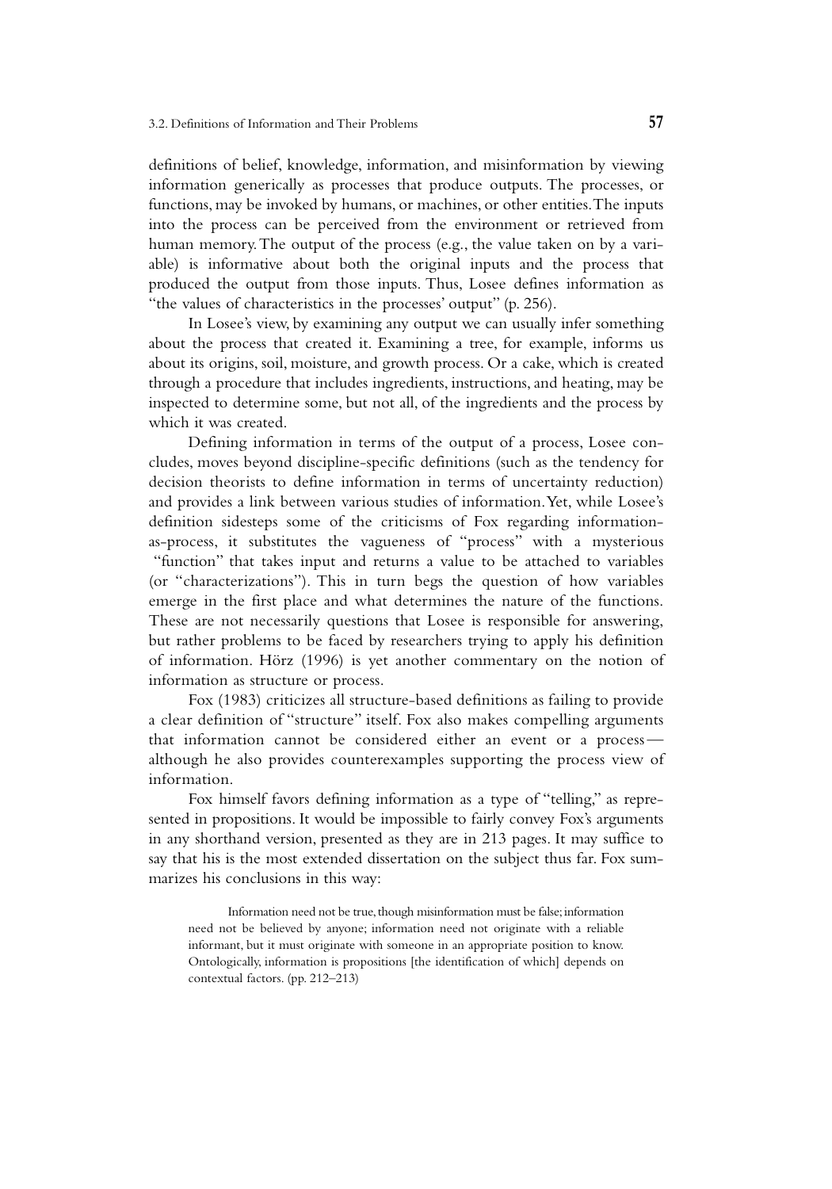definitions of belief, knowledge, information, and misinformation by viewing information generically as processes that produce outputs. The processes, or functions, may be invoked by humans, or machines, or other entities. The inputs into the process can be perceived from the environment or retrieved from human memory. The output of the process (e.g., the value taken on by a variable) is informative about both the original inputs and the process that produced the output from those inputs. Thus, Losee defines information as "the values of characteristics in the processes' output" (p. 256).

In Losee's view, by examining any output we can usually infer something about the process that created it. Examining a tree, for example, informs us about its origins, soil, moisture, and growth process. Or a cake, which is created through a procedure that includes ingredients, instructions, and heating, may be inspected to determine some, but not all, of the ingredients and the process by which it was created.

Defining information in terms of the output of a process, Losee concludes, moves beyond discipline-specific definitions (such as the tendency for decision theorists to define information in terms of uncertainty reduction) and provides a link between various studies of information. Yet, while Losee's definition sidesteps some of the criticisms of Fox regarding information-as-process, it substitutes the vagueness of "process" with a mysterious "function" that takes input and returns a value to be attached to variables (or "characterizations"). This in turn begs the question of how variables emerge in the first place and what determines the nature of the functions. These are not necessarily questions that Losee is responsible for answering, but rather problems to be faced by researchers trying to apply his definition of information. Hörz (1996) is yet another commentary on the notion of information as structure or process.

Fox (1983) criticizes all structure-based definitions as failing to provide a clear definition of "structure" itself. Fox also makes compelling arguments that information cannot be considered either an event or a process—although he also provides counterexamples supporting the process view of information.

Fox himself favors defining information as a type of "telling," as represented in propositions. It would be impossible to fairly convey Fox's arguments in any shorthand version, presented as they are in 213 pages. It may suffice to say that his is the most extended dissertation on the subject thus far. Fox summarizes his conclusions in this way:

> Information need not be true, though misinformation must be false; information need not be believed by anyone; information need not originate with a reliable informant, but it must originate with someone in an appropriate position to know. Ontologically, information is propositions [the identification of which] depends on contextual factors. (pp. 212–213)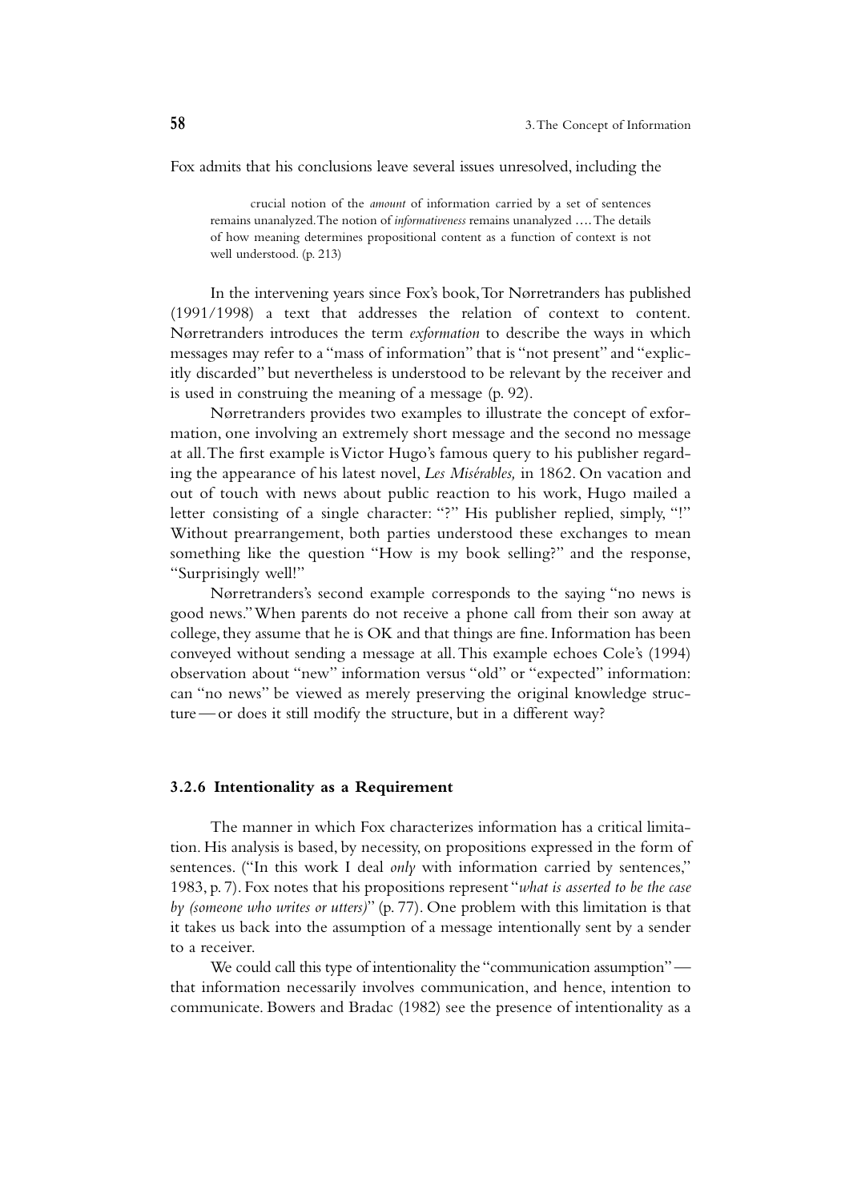Fox admits that his conclusions leave several issues unresolved, including the

> crucial notion of the *amount* of information carried by a set of sentences remains unanalyzed. The notion of *informativeness* remains unanalyzed .... The details of how meaning determines propositional content as a function of context is not well understood. (p. 213)

In the intervening years since Fox's book, Tor Nørretranders has published (1991/1998) a text that addresses the relation of context to content. Nørretranders introduces the term *exformation* to describe the ways in which messages may refer to a "mass of information" that is "not present" and "explicitly discarded" but nevertheless is understood to be relevant by the receiver and is used in construing the meaning of a message (p. 92).

Nørretranders provides two examples to illustrate the concept of exformation, one involving an extremely short message and the second no message at all. The first example is Victor Hugo's famous query to his publisher regarding the appearance of his latest novel, *Les Misérables,* in 1862. On vacation and out of touch with news about public reaction to his work, Hugo mailed a letter consisting of a single character: "?" His publisher replied, simply, "!" Without prearrangement, both parties understood these exchanges to mean something like the question "How is my book selling?" and the response, "Surprisingly well!"

Nørretranders's second example corresponds to the saying "no news is good news." When parents do not receive a phone call from their son away at college, they assume that he is OK and that things are fine. Information has been conveyed without sending a message at all. This example echoes Cole's (1994) observation about "new" information versus "old" or "expected" information: can "no news" be viewed as merely preserving the original knowledge structure — or does it still modify the structure, but in a different way?

### 3.2.6 Intentionality as a Requirement

The manner in which Fox characterizes information has a critical limitation. His analysis is based, by necessity, on propositions expressed in the form of sentences. ("In this work I deal *only* with information carried by sentences," 1983, p. 7). Fox notes that his propositions represent "*what is asserted to be the case by (someone who writes or utters)*" (p. 77). One problem with this limitation is that it takes us back into the assumption of a message intentionally sent by a sender to a receiver.

We could call this type of intentionality the "communication assumption" — that information necessarily involves communication, and hence, intention to communicate. Bowers and Bradac (1982) see the presence of intentionality as a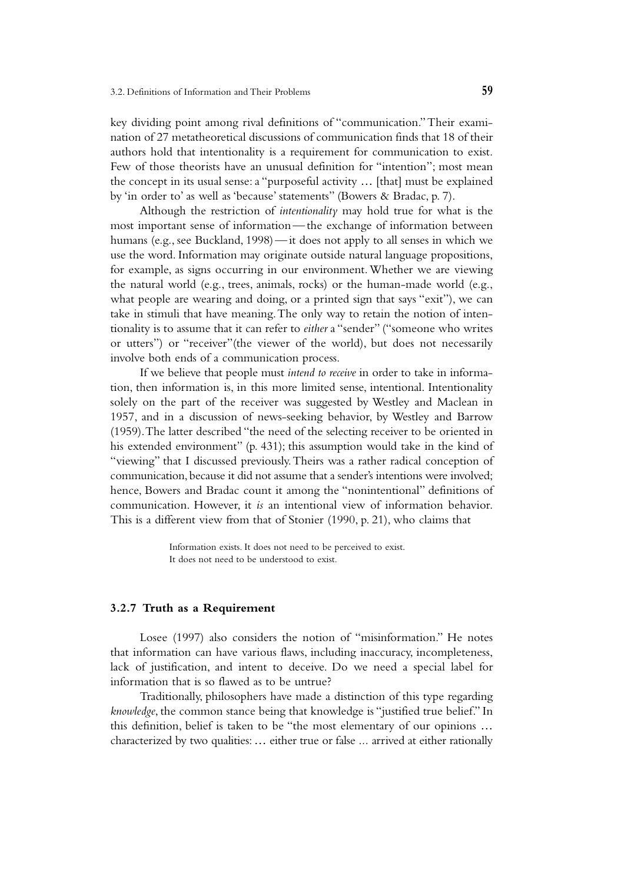key dividing point among rival definitions of "communication." Their examination of 27 metatheoretical discussions of communication finds that 18 of their authors hold that intentionality is a requirement for communication to exist. Few of those theorists have an unusual definition for "intention"; most mean the concept in its usual sense: a "purposeful activity … [that] must be explained by 'in order to' as well as 'because' statements" (Bowers & Bradac, p. 7).

Although the restriction of *intentionality* may hold true for what is the most important sense of information — the exchange of information between humans (e.g., see Buckland, 1998) — it does not apply to all senses in which we use the word. Information may originate outside natural language propositions, for example, as signs occurring in our environment. Whether we are viewing the natural world (e.g., trees, animals, rocks) or the human-made world (e.g., what people are wearing and doing, or a printed sign that says "exit"), we can take in stimuli that have meaning. The only way to retain the notion of intentionality is to assume that it can refer to *either* a "sender" ("someone who writes or utters") or "receiver"(the viewer of the world), but does not necessarily involve both ends of a communication process.

If we believe that people must *intend to receive* in order to take in information, then information is, in this more limited sense, intentional. Intentionality solely on the part of the receiver was suggested by Westley and Maclean in 1957, and in a discussion of news-seeking behavior, by Westley and Barrow (1959). The latter described "the need of the selecting receiver to be oriented in his extended environment" (p. 431); this assumption would take in the kind of "viewing" that I discussed previously. Theirs was a rather radical conception of communication, because it did not assume that a sender's intentions were involved; hence, Bowers and Bradac count it among the "nonintentional" definitions of communication. However, it *is* an intentional view of information behavior. This is a different view from that of Stonier (1990, p. 21), who claims that

> Information exists. It does not need to be perceived to exist.
> It does not need to be understood to exist.

### 3.2.7 Truth as a Requirement

Losee (1997) also considers the notion of "misinformation." He notes that information can have various flaws, including inaccuracy, incompleteness, lack of justification, and intent to deceive. Do we need a special label for information that is so flawed as to be untrue?

Traditionally, philosophers have made a distinction of this type regarding *knowledge*, the common stance being that knowledge is "justified true belief." In this definition, belief is taken to be "the most elementary of our opinions … characterized by two qualities: … either true or false ... arrived at either rationally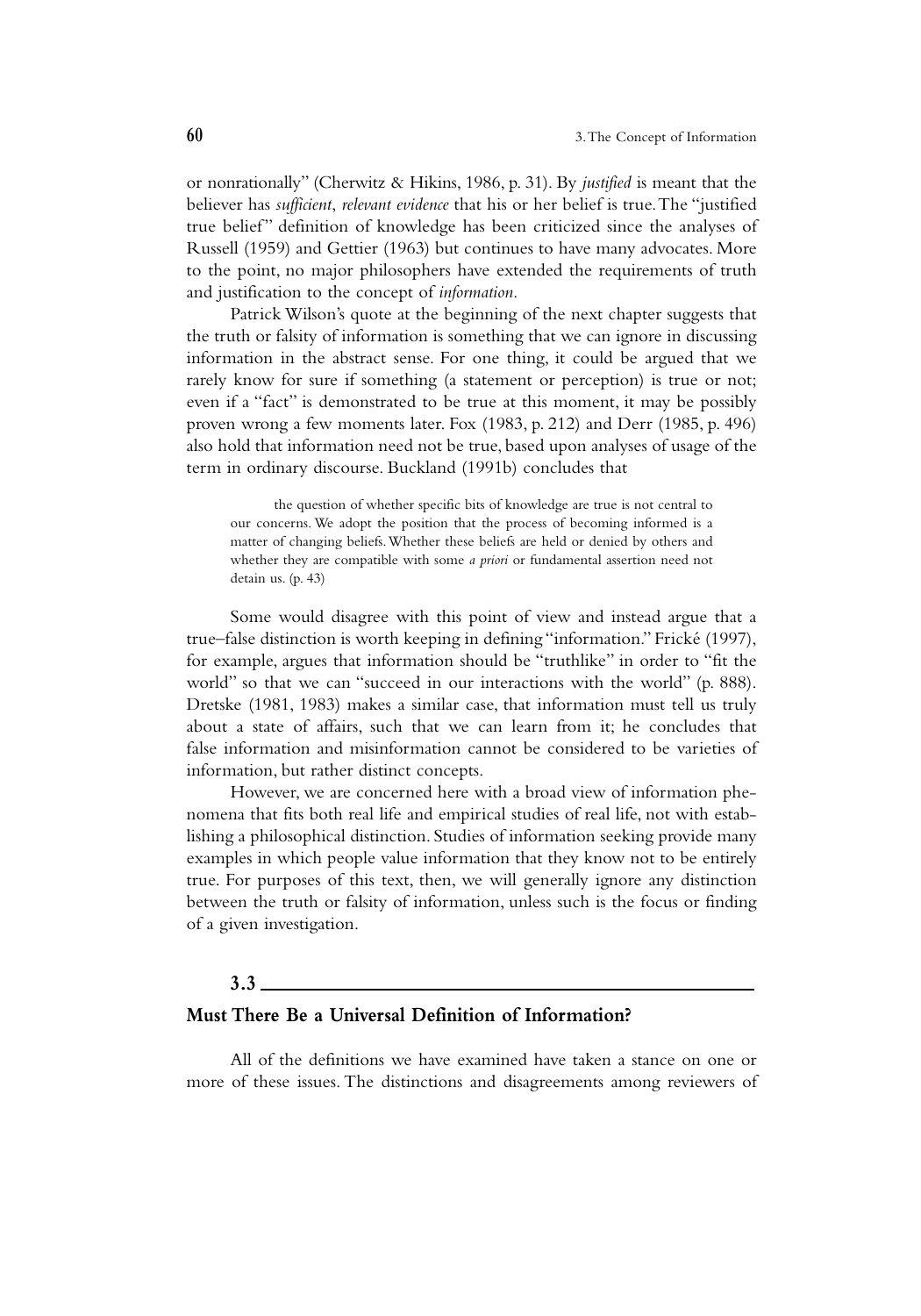or nonrationally" (Cherwitz & Hikins, 1986, p. 31). By *justified* is meant that the believer has *sufficient, relevant evidence* that his or her belief is true. The "justified true belief" definition of knowledge has been criticized since the analyses of Russell (1959) and Gettier (1963) but continues to have many advocates. More to the point, no major philosophers have extended the requirements of truth and justification to the concept of *information*.

Patrick Wilson's quote at the beginning of the next chapter suggests that the truth or falsity of information is something that we can ignore in discussing information in the abstract sense. For one thing, it could be argued that we rarely know for sure if something (a statement or perception) is true or not; even if a "fact" is demonstrated to be true at this moment, it may be possibly proven wrong a few moments later. Fox (1983, p. 212) and Derr (1985, p. 496) also hold that information need not be true, based upon analyses of usage of the term in ordinary discourse. Buckland (1991b) concludes that

> the question of whether specific bits of knowledge are true is not central to our concerns. We adopt the position that the process of becoming informed is a matter of changing beliefs. Whether these beliefs are held or denied by others and whether they are compatible with some *a priori* or fundamental assertion need not detain us. (p. 43)

Some would disagree with this point of view and instead argue that a true–false distinction is worth keeping in defining "information." Frické (1997), for example, argues that information should be "truthlike" in order to "fit the world" so that we can "succeed in our interactions with the world" (p. 888). Dretske (1981, 1983) makes a similar case, that information must tell us truly about a state of affairs, such that we can learn from it; he concludes that false information and misinformation cannot be considered to be varieties of information, but rather distinct concepts.

However, we are concerned here with a broad view of information phenomena that fits both real life and empirical studies of real life, not with establishing a philosophical distinction. Studies of information seeking provide many examples in which people value information that they know not to be entirely true. For purposes of this text, then, we will generally ignore any distinction between the truth or falsity of information, unless such is the focus or finding of a given investigation.

## 3.3 Must There Be a Universal Definition of Information?

All of the definitions we have examined have taken a stance on one or more of these issues. The distinctions and disagreements among reviewers of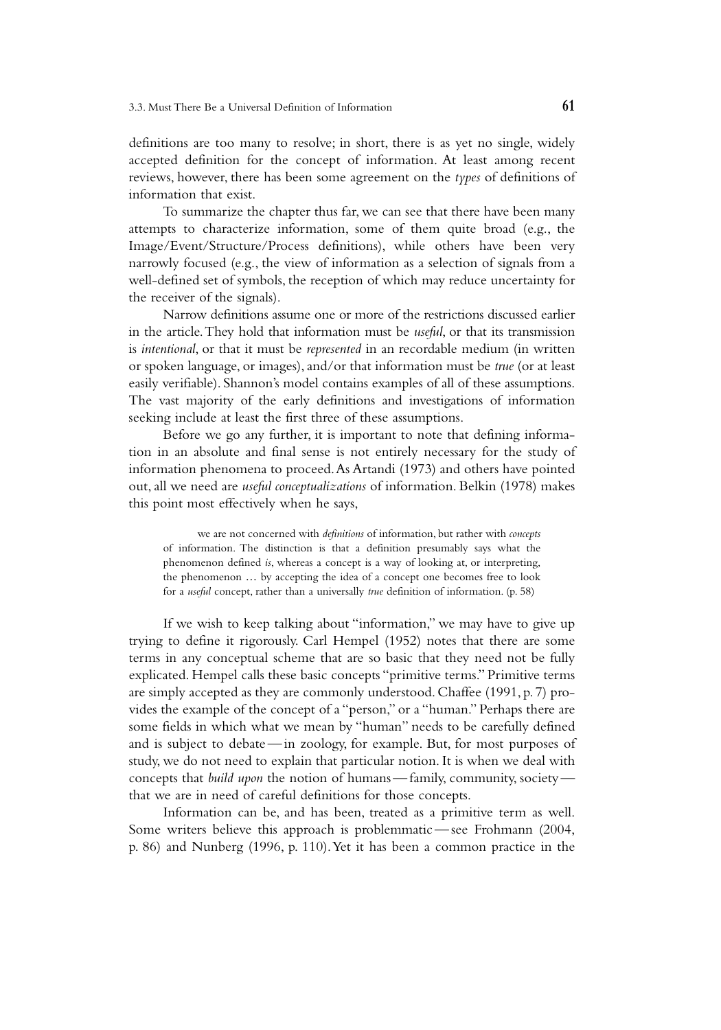definitions are too many to resolve; in short, there is as yet no single, widely accepted definition for the concept of information. At least among recent reviews, however, there has been some agreement on the *types* of definitions of information that exist.

To summarize the chapter thus far, we can see that there have been many attempts to characterize information, some of them quite broad (e.g., the Image/Event/Structure/Process definitions), while others have been very narrowly focused (e.g., the view of information as a selection of signals from a well-defined set of symbols, the reception of which may reduce uncertainty for the receiver of the signals).

Narrow definitions assume one or more of the restrictions discussed earlier in the article. They hold that information must be *useful*, or that its transmission is *intentional*, or that it must be *represented* in an recordable medium (in written or spoken language, or images), and/or that information must be *true* (or at least easily verifiable). Shannon's model contains examples of all of these assumptions. The vast majority of the early definitions and investigations of information seeking include at least the first three of these assumptions.

Before we go any further, it is important to note that defining information in an absolute and final sense is not entirely necessary for the study of information phenomena to proceed. As Artandi (1973) and others have pointed out, all we need are *useful conceptualizations* of information. Belkin (1978) makes this point most effectively when he says,

> we are not concerned with *definitions* of information, but rather with *concepts* of information. The distinction is that a definition presumably says what the phenomenon defined *is*, whereas a concept is a way of looking at, or interpreting, the phenomenon … by accepting the idea of a concept one becomes free to look for a *useful* concept, rather than a universally *true* definition of information. (p. 58)

If we wish to keep talking about "information," we may have to give up trying to define it rigorously. Carl Hempel (1952) notes that there are some terms in any conceptual scheme that are so basic that they need not be fully explicated. Hempel calls these basic concepts "primitive terms." Primitive terms are simply accepted as they are commonly understood. Chaffee (1991, p. 7) provides the example of the concept of a "person," or a "human." Perhaps there are some fields in which what we mean by "human" needs to be carefully defined and is subject to debate—in zoology, for example. But, for most purposes of study, we do not need to explain that particular notion. It is when we deal with concepts that *build upon* the notion of humans—family, community, society—that we are in need of careful definitions for those concepts.

Information can be, and has been, treated as a primitive term as well. Some writers believe this approach is problemmatic—see Frohmann (2004, p. 86) and Nunberg (1996, p. 110). Yet it has been a common practice in the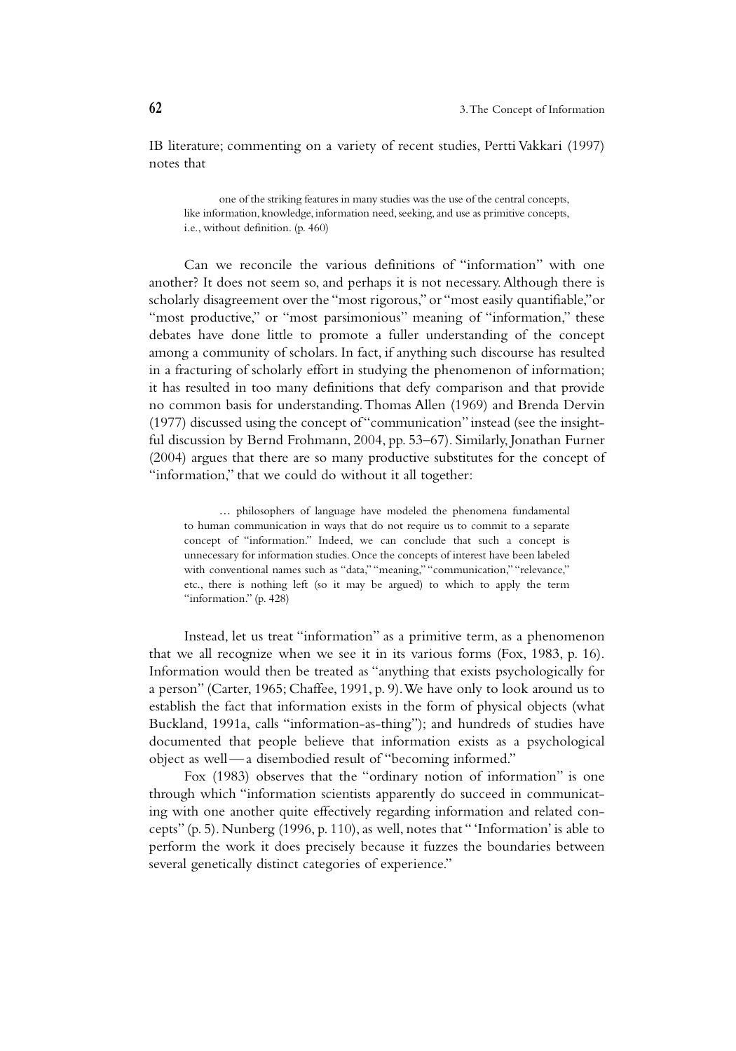IB literature; commenting on a variety of recent studies, Pertti Vakkari (1997) notes that

> one of the striking features in many studies was the use of the central concepts, like information, knowledge, information need, seeking, and use as primitive concepts, i.e., without definition. (p. 460)

Can we reconcile the various definitions of "information" with one another? It does not seem so, and perhaps it is not necessary. Although there is scholarly disagreement over the "most rigorous," or "most easily quantifiable," or "most productive," or "most parsimonious" meaning of "information," these debates have done little to promote a fuller understanding of the concept among a community of scholars. In fact, if anything such discourse has resulted in a fracturing of scholarly effort in studying the phenomenon of information; it has resulted in too many definitions that defy comparison and that provide no common basis for understanding. Thomas Allen (1969) and Brenda Dervin (1977) discussed using the concept of "communication" instead (see the insightful discussion by Bernd Frohmann, 2004, pp. 53–67). Similarly, Jonathan Furner (2004) argues that there are so many productive substitutes for the concept of "information," that we could do without it all together:

> … philosophers of language have modeled the phenomena fundamental to human communication in ways that do not require us to commit to a separate concept of "information." Indeed, we can conclude that such a concept is unnecessary for information studies. Once the concepts of interest have been labeled with conventional names such as "data," "meaning," "communication," "relevance," etc., there is nothing left (so it may be argued) to which to apply the term "information." (p. 428)

Instead, let us treat "information" as a primitive term, as a phenomenon that we all recognize when we see it in its various forms (Fox, 1983, p. 16). Information would then be treated as "anything that exists psychologically for a person" (Carter, 1965; Chaffee, 1991, p. 9). We have only to look around us to establish the fact that information exists in the form of physical objects (what Buckland, 1991a, calls "information-as-thing"); and hundreds of studies have documented that people believe that information exists as a psychological object as well—a disembodied result of "becoming informed."

Fox (1983) observes that the "ordinary notion of information" is one through which "information scientists apparently do succeed in communicating with one another quite effectively regarding information and related concepts" (p. 5). Nunberg (1996, p. 110), as well, notes that " 'Information' is able to perform the work it does precisely because it fuzzes the boundaries between several genetically distinct categories of experience."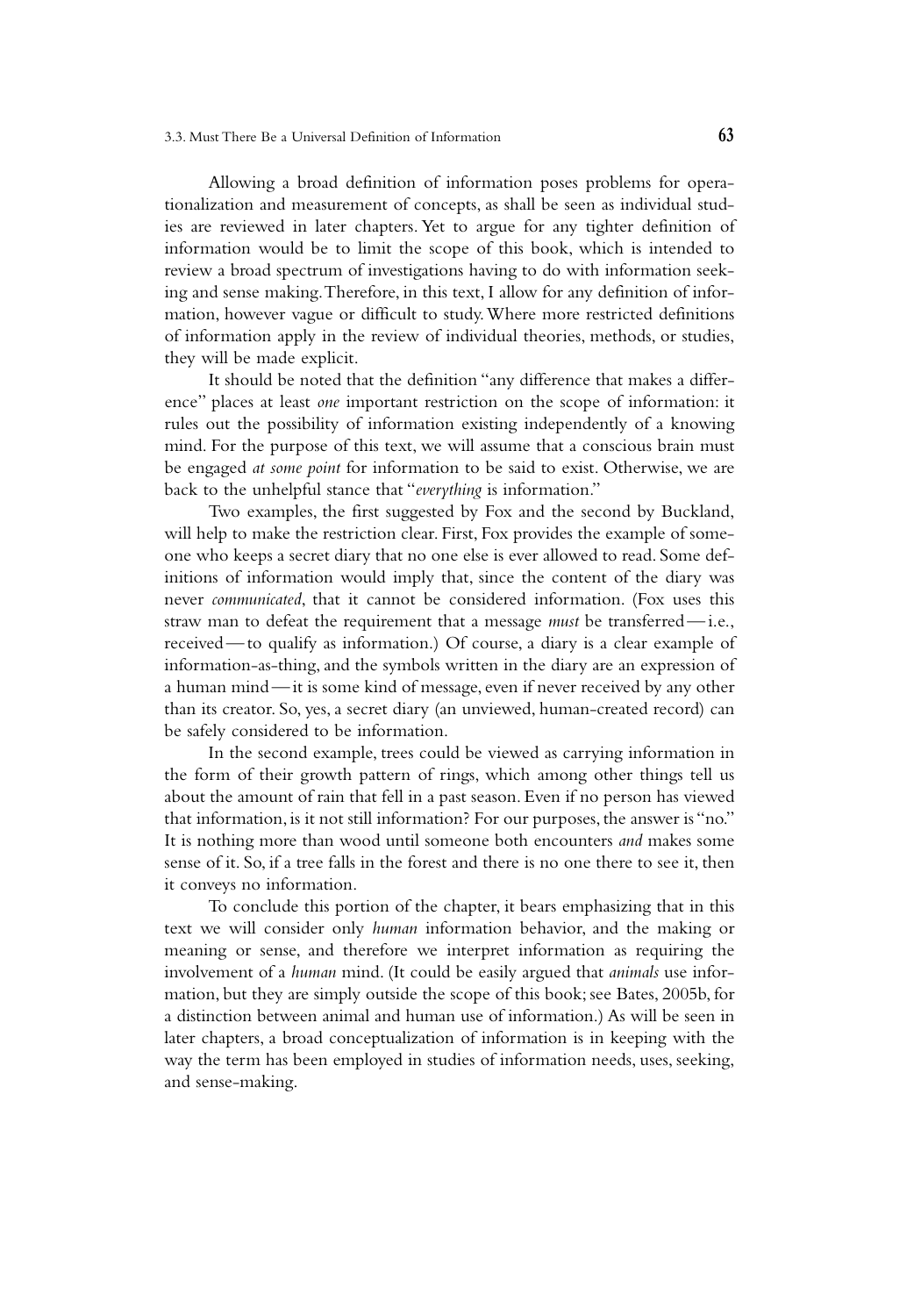Allowing a broad definition of information poses problems for operationalization and measurement of concepts, as shall be seen as individual studies are reviewed in later chapters. Yet to argue for any tighter definition of information would be to limit the scope of this book, which is intended to review a broad spectrum of investigations having to do with information seeking and sense making. Therefore, in this text, I allow for any definition of information, however vague or difficult to study. Where more restricted definitions of information apply in the review of individual theories, methods, or studies, they will be made explicit.

It should be noted that the definition "any difference that makes a difference" places at least *one* important restriction on the scope of information: it rules out the possibility of information existing independently of a knowing mind. For the purpose of this text, we will assume that a conscious brain must be engaged *at some point* for information to be said to exist. Otherwise, we are back to the unhelpful stance that "*everything* is information."

Two examples, the first suggested by Fox and the second by Buckland, will help to make the restriction clear. First, Fox provides the example of someone who keeps a secret diary that no one else is ever allowed to read. Some definitions of information would imply that, since the content of the diary was never *communicated*, that it cannot be considered information. (Fox uses this straw man to defeat the requirement that a message *must* be transferred—i.e., received—to qualify as information.) Of course, a diary is a clear example of information-as-thing, and the symbols written in the diary are an expression of a human mind—it is some kind of message, even if never received by any other than its creator. So, yes, a secret diary (an unviewed, human-created record) can be safely considered to be information.

In the second example, trees could be viewed as carrying information in the form of their growth pattern of rings, which among other things tell us about the amount of rain that fell in a past season. Even if no person has viewed that information, is it not still information? For our purposes, the answer is "no." It is nothing more than wood until someone both encounters *and* makes some sense of it. So, if a tree falls in the forest and there is no one there to see it, then it conveys no information.

To conclude this portion of the chapter, it bears emphasizing that in this text we will consider only *human* information behavior, and the making or meaning or sense, and therefore we interpret information as requiring the involvement of a *human* mind. (It could be easily argued that *animals* use information, but they are simply outside the scope of this book; see Bates, 2005b, for a distinction between animal and human use of information.) As will be seen in later chapters, a broad conceptualization of information is in keeping with the way the term has been employed in studies of information needs, uses, seeking, and sense-making.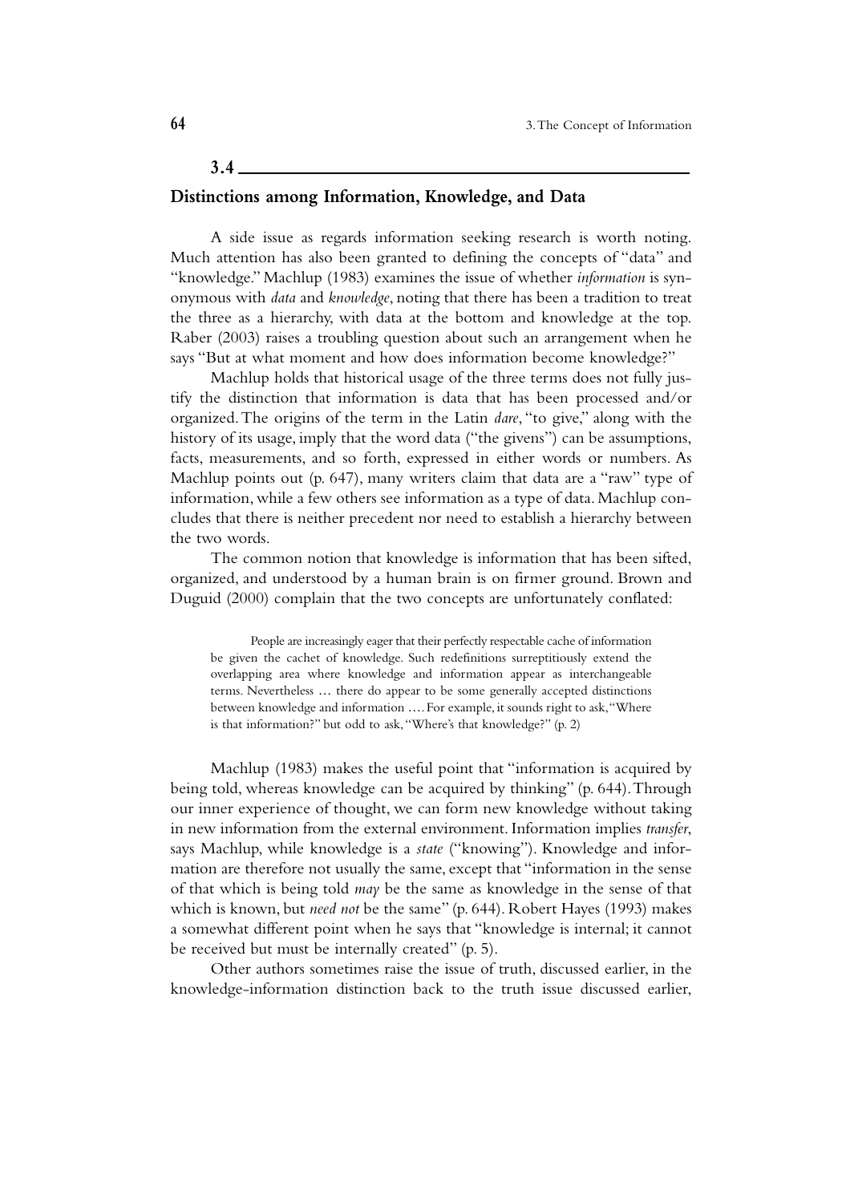## 3.4

## Distinctions among Information, Knowledge, and Data

A side issue as regards information seeking research is worth noting. Much attention has also been granted to defining the concepts of "data" and "knowledge." Machlup (1983) examines the issue of whether *information* is synonymous with *data* and *knowledge*, noting that there has been a tradition to treat the three as a hierarchy, with data at the bottom and knowledge at the top. Raber (2003) raises a troubling question about such an arrangement when he says "But at what moment and how does information become knowledge?"

Machlup holds that historical usage of the three terms does not fully justify the distinction that information is data that has been processed and/or organized. The origins of the term in the Latin *dare*, "to give," along with the history of its usage, imply that the word data ("the givens") can be assumptions, facts, measurements, and so forth, expressed in either words or numbers. As Machlup points out (p. 647), many writers claim that data are a "raw" type of information, while a few others see information as a type of data. Machlup concludes that there is neither precedent nor need to establish a hierarchy between the two words.

The common notion that knowledge is information that has been sifted, organized, and understood by a human brain is on firmer ground. Brown and Duguid (2000) complain that the two concepts are unfortunately conflated:

> People are increasingly eager that their perfectly respectable cache of information be given the cachet of knowledge. Such redefinitions surreptitiously extend the overlapping area where knowledge and information appear as interchangeable terms. Nevertheless … there do appear to be some generally accepted distinctions between knowledge and information …. For example, it sounds right to ask, "Where is that information?" but odd to ask, "Where's that knowledge?" (p. 2)

Machlup (1983) makes the useful point that "information is acquired by being told, whereas knowledge can be acquired by thinking" (p. 644). Through our inner experience of thought, we can form new knowledge without taking in new information from the external environment. Information implies *transfer*, says Machlup, while knowledge is a *state* ("knowing"). Knowledge and information are therefore not usually the same, except that "information in the sense of that which is being told *may* be the same as knowledge in the sense of that which is known, but *need not* be the same" (p. 644). Robert Hayes (1993) makes a somewhat different point when he says that "knowledge is internal; it cannot be received but must be internally created" (p. 5).

Other authors sometimes raise the issue of truth, discussed earlier, in the knowledge-information distinction back to the truth issue discussed earlier,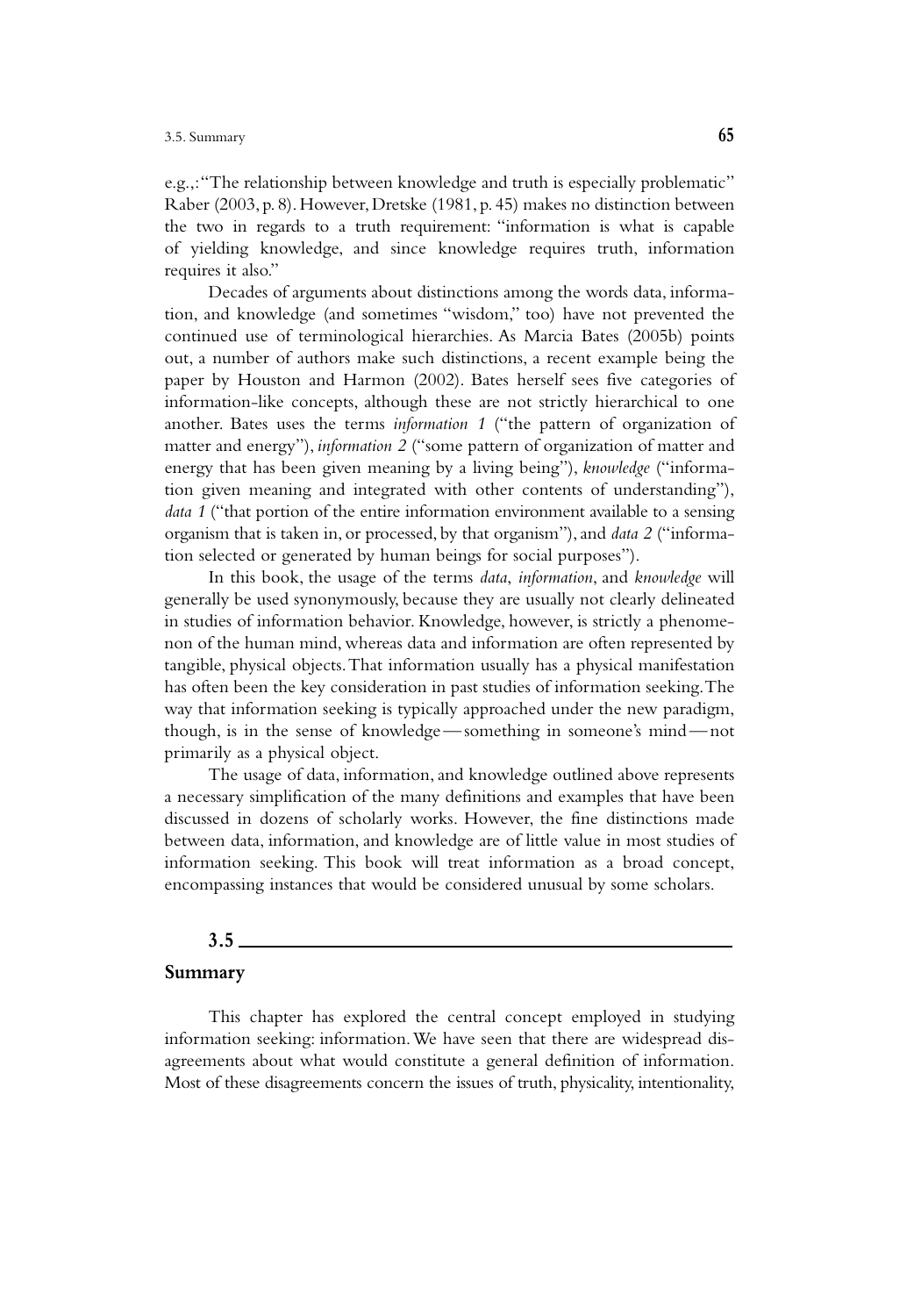e.g.,: "The relationship between knowledge and truth is especially problematic" Raber (2003, p. 8). However, Dretske (1981, p. 45) makes no distinction between the two in regards to a truth requirement: "information is what is capable of yielding knowledge, and since knowledge requires truth, information requires it also."

Decades of arguments about distinctions among the words data, information, and knowledge (and sometimes "wisdom," too) have not prevented the continued use of terminological hierarchies. As Marcia Bates (2005b) points out, a number of authors make such distinctions, a recent example being the paper by Houston and Harmon (2002). Bates herself sees five categories of information-like concepts, although these are not strictly hierarchical to one another. Bates uses the terms *information 1* ("the pattern of organization of matter and energy"), *information 2* ("some pattern of organization of matter and energy that has been given meaning by a living being"), *knowledge* ("information given meaning and integrated with other contents of understanding"), *data 1* ("that portion of the entire information environment available to a sensing organism that is taken in, or processed, by that organism"), and *data 2* ("information selected or generated by human beings for social purposes").

In this book, the usage of the terms *data*, *information*, and *knowledge* will generally be used synonymously, because they are usually not clearly delineated in studies of information behavior. Knowledge, however, is strictly a phenomenon of the human mind, whereas data and information are often represented by tangible, physical objects. That information usually has a physical manifestation has often been the key consideration in past studies of information seeking. The way that information seeking is typically approached under the new paradigm, though, is in the sense of knowledge—something in someone's mind—not primarily as a physical object.

The usage of data, information, and knowledge outlined above represents a necessary simplification of the many definitions and examples that have been discussed in dozens of scholarly works. However, the fine distinctions made between data, information, and knowledge are of little value in most studies of information seeking. This book will treat information as a broad concept, encompassing instances that would be considered unusual by some scholars.

## 3.5 Summary

This chapter has explored the central concept employed in studying information seeking: information. We have seen that there are widespread disagreements about what would constitute a general definition of information. Most of these disagreements concern the issues of truth, physicality, intentionality,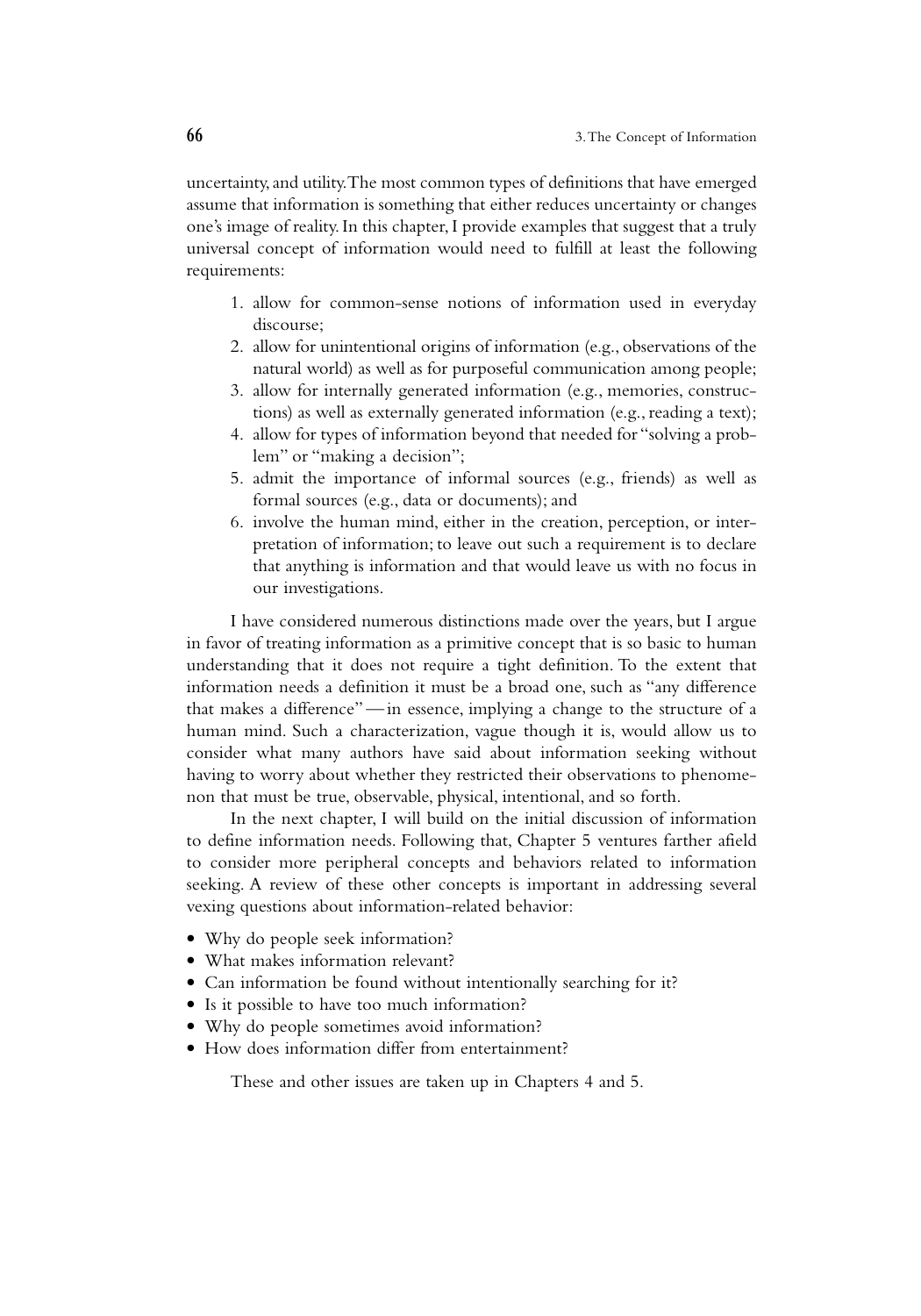uncertainty, and utility. The most common types of definitions that have emerged assume that information is something that either reduces uncertainty or changes one's image of reality. In this chapter, I provide examples that suggest that a truly universal concept of information would need to fulfill at least the following requirements:

1. allow for common-sense notions of information used in everyday discourse;
2. allow for unintentional origins of information (e.g., observations of the natural world) as well as for purposeful communication among people;
3. allow for internally generated information (e.g., memories, constructions) as well as externally generated information (e.g., reading a text);
4. allow for types of information beyond that needed for "solving a problem" or "making a decision";
5. admit the importance of informal sources (e.g., friends) as well as formal sources (e.g., data or documents); and
6. involve the human mind, either in the creation, perception, or interpretation of information; to leave out such a requirement is to declare that anything is information and that would leave us with no focus in our investigations.

I have considered numerous distinctions made over the years, but I argue in favor of treating information as a primitive concept that is so basic to human understanding that it does not require a tight definition. To the extent that information needs a definition it must be a broad one, such as "any difference that makes a difference"—in essence, implying a change to the structure of a human mind. Such a characterization, vague though it is, would allow us to consider what many authors have said about information seeking without having to worry about whether they restricted their observations to phenomenon that must be true, observable, physical, intentional, and so forth.

In the next chapter, I will build on the initial discussion of information to define information needs. Following that, Chapter 5 ventures farther afield to consider more peripheral concepts and behaviors related to information seeking. A review of these other concepts is important in addressing several vexing questions about information-related behavior:

- Why do people seek information?
- What makes information relevant?
- Can information be found without intentionally searching for it?
- Is it possible to have too much information?
- Why do people sometimes avoid information?
- How does information differ from entertainment?

These and other issues are taken up in Chapters 4 and 5.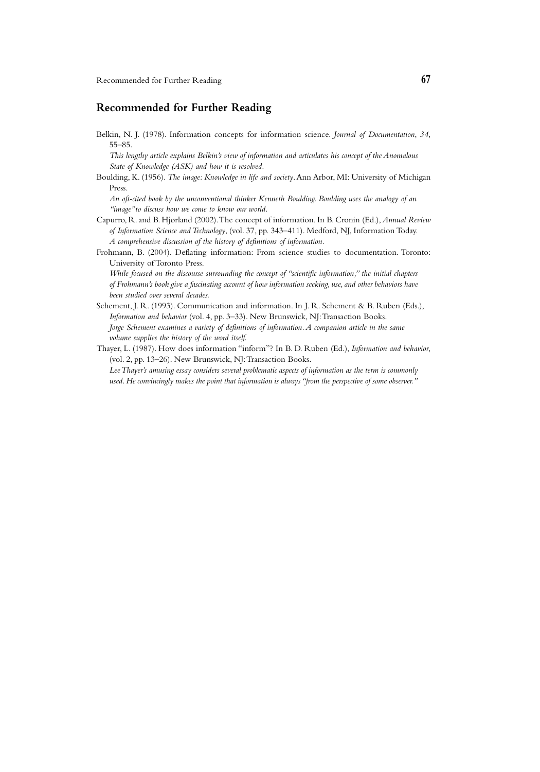## Recommended for Further Reading

Belkin, N. J. (1978). Information concepts for information science. *Journal of Documentation*, *34*, 55–85.

*This lengthy article explains Belkin's view of information and articulates his concept of the Anomalous State of Knowledge (ASK) and how it is resolved.*

Boulding, K. (1956). *The image: Knowledge in life and society*. Ann Arbor, MI: University of Michigan Press.

*An oft-cited book by the unconventional thinker Kenneth Boulding. Boulding uses the analogy of an "image" to discuss how we come to know our world.*

Capurro, R. and B. Hjørland (2002). The concept of information. In B. Cronin (Ed.), *Annual Review of Information Science and Technology*, (vol. 37, pp. 343–411). Medford, NJ, Information Today.

*A comprehensive discussion of the history of definitions of information.*

Frohmann, B. (2004). Deflating information: From science studies to documentation. Toronto: University of Toronto Press.

*While focused on the discourse surrounding the concept of "scientific information," the initial chapters of Frohmann's book give a fascinating account of how information seeking, use, and other behaviors have been studied over several decades.*

Schement, J. R. (1993). Communication and information. In J. R. Schement & B. Ruben (Eds.), *Information and behavior* (vol. 4, pp. 3–33). New Brunswick, NJ: Transaction Books.

*Jorge Schement examines a variety of definitions of information. A companion article in the same volume supplies the history of the word itself.*

Thayer, L. (1987). How does information "inform"? In B. D. Ruben (Ed.), *Information and behavior*, (vol. 2, pp. 13–26). New Brunswick, NJ: Transaction Books.

*Lee Thayer's amusing essay considers several problematic aspects of information as the term is commonly used. He convincingly makes the point that information is always "from the perspective of some observer."*